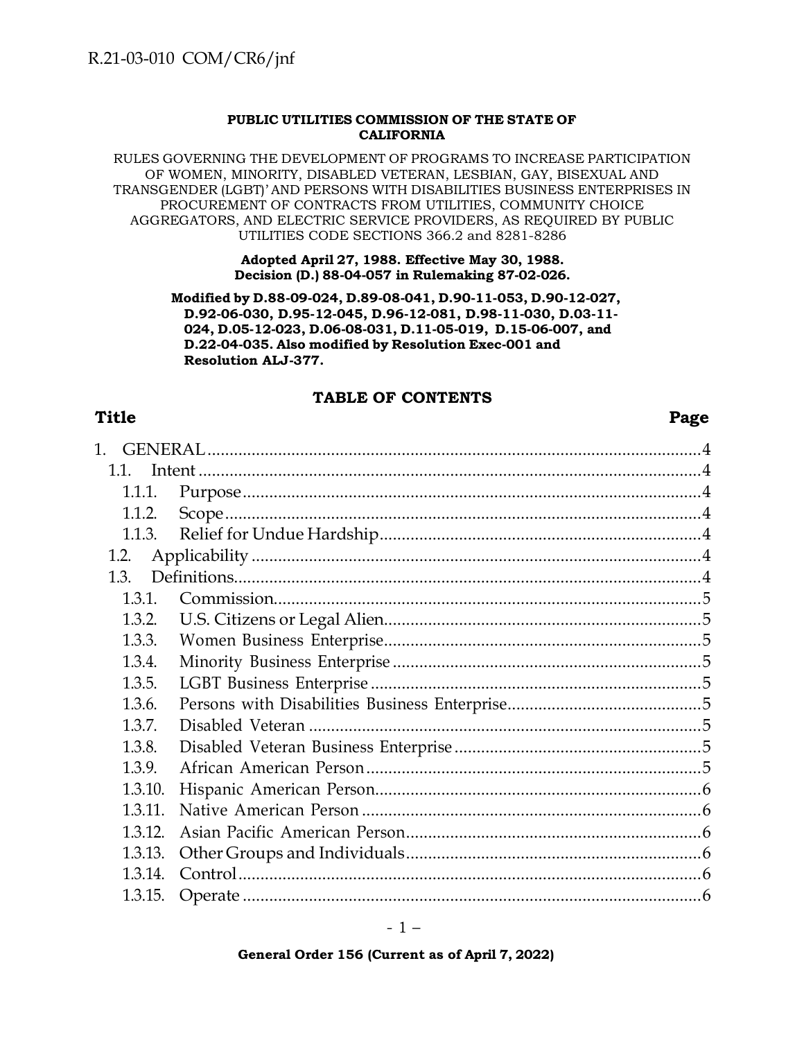R.21-03-010 COM/CR6/jnf

**PUBLIC UTILITIES COMMISSION OF THE STATE OF CALIFORNIA**

RULES GOVERNING THE DEVELOPMENT OF PROGRAMS TO INCREASE PARTICIPATION OF WOMEN, MINORITY, DISABLED VETERAN, LESBIAN, GAY, BISEXUAL AND TRANSGENDER (LGBT)' AND PERSONS WITH DISABILITIES BUSINESS ENTERPRISES IN PROCUREMENT OF CONTRACTS FROM UTILITIES, COMMUNITY CHOICE AGGREGATORS, AND ELECTRIC SERVICE PROVIDERS, AS REQUIRED BY PUBLIC UTILITIES CODE SECTIONS 366.2 and 8281-8286

**Adopted April 27, 1988. Effective May 30, 1988. Decision (D.) 88-04-057 in Rulemaking 87-02-026.**

**Modified by D.88-09-024, D.89-08-041, D.90-11-053, D.90-12-027, D.92-06-030, D.95-12-045, D.96-12-081, D.98-11-030, D.03-11-024, D.05-12-023, D.06-08-031, D.11-05-019, D.15-06-007, and D.22-04-035. Also modified by Resolution Exec-001 and Resolution ALJ-377.**

## TABLE OF CONTENTS

| Title | Page |
|---|---|
| 1. GENERAL | 4 |
| 1.1. Intent | 4 |
| 1.1.1. Purpose | 4 |
| 1.1.2. Scope | 4 |
| 1.1.3. Relief for Undue Hardship | 4 |
| 1.2. Applicability | 4 |
| 1.3. Definitions | 4 |
| 1.3.1. Commission | 5 |
| 1.3.2. U.S. Citizens or Legal Alien | 5 |
| 1.3.3. Women Business Enterprise | 5 |
| 1.3.4. Minority Business Enterprise | 5 |
| 1.3.5. LGBT Business Enterprise | 5 |
| 1.3.6. Persons with Disabilities Business Enterprise | 5 |
| 1.3.7. Disabled Veteran | 5 |
| 1.3.8. Disabled Veteran Business Enterprise | 5 |
| 1.3.9. African American Person | 5 |
| 1.3.10. Hispanic American Person | 6 |
| 1.3.11. Native American Person | 6 |
| 1.3.12. Asian Pacific American Person | 6 |
| 1.3.13. Other Groups and Individuals | 6 |
| 1.3.14. Control | 6 |
| 1.3.15. Operate | 6 |

**General Order 156 (Current as of April 7, 2022)**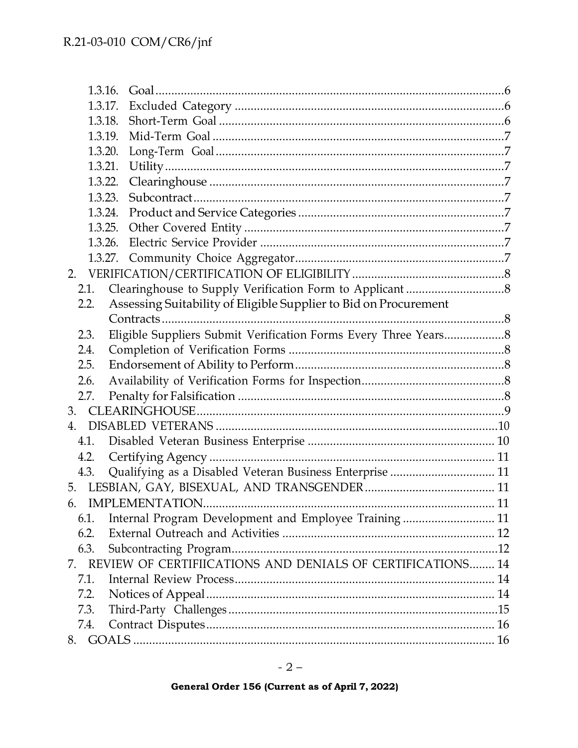1.3.16. Goal.....6
1.3.17. Excluded Category.....6
1.3.18. Short-Term Goal.....6
1.3.19. Mid-Term Goal.....7
1.3.20. Long-Term Goal.....7
1.3.21. Utility.....7
1.3.22. Clearinghouse.....7
1.3.23. Subcontract.....7
1.3.24. Product and Service Categories.....7
1.3.25. Other Covered Entity.....7
1.3.26. Electric Service Provider.....7
1.3.27. Community Choice Aggregator.....7

2. VERIFICATION/CERTIFICATION OF ELIGIBILITY.....8
   - 2.1. Clearinghouse to Supply Verification Form to Applicant.....8
   - 2.2. Assessing Suitability of Eligible Supplier to Bid on Procurement Contracts.....8
   - 2.3. Eligible Suppliers Submit Verification Forms Every Three Years.....8
   - 2.4. Completion of Verification Forms.....8
   - 2.5. Endorsement of Ability to Perform.....8
   - 2.6. Availability of Verification Forms for Inspection.....8
   - 2.7. Penalty for Falsification.....8

3. CLEARINGHOUSE.....9

4. DISABLED VETERANS.....10
   - 4.1. Disabled Veteran Business Enterprise.....10
   - 4.2. Certifying Agency.....11
   - 4.3. Qualifying as a Disabled Veteran Business Enterprise.....11

5. LESBIAN, GAY, BISEXUAL, AND TRANSGENDER.....11

6. IMPLEMENTATION.....11
   - 6.1. Internal Program Development and Employee Training.....11
   - 6.2. External Outreach and Activities.....12
   - 6.3. Subcontracting Program.....12

7. REVIEW OF CERTIFIICATIONS AND DENIALS OF CERTIFICATIONS.....14
   - 7.1. Internal Review Process.....14
   - 7.2. Notices of Appeal.....14
   - 7.3. Third-Party Challenges.....15
   - 7.4. Contract Disputes.....16

8. GOALS.....16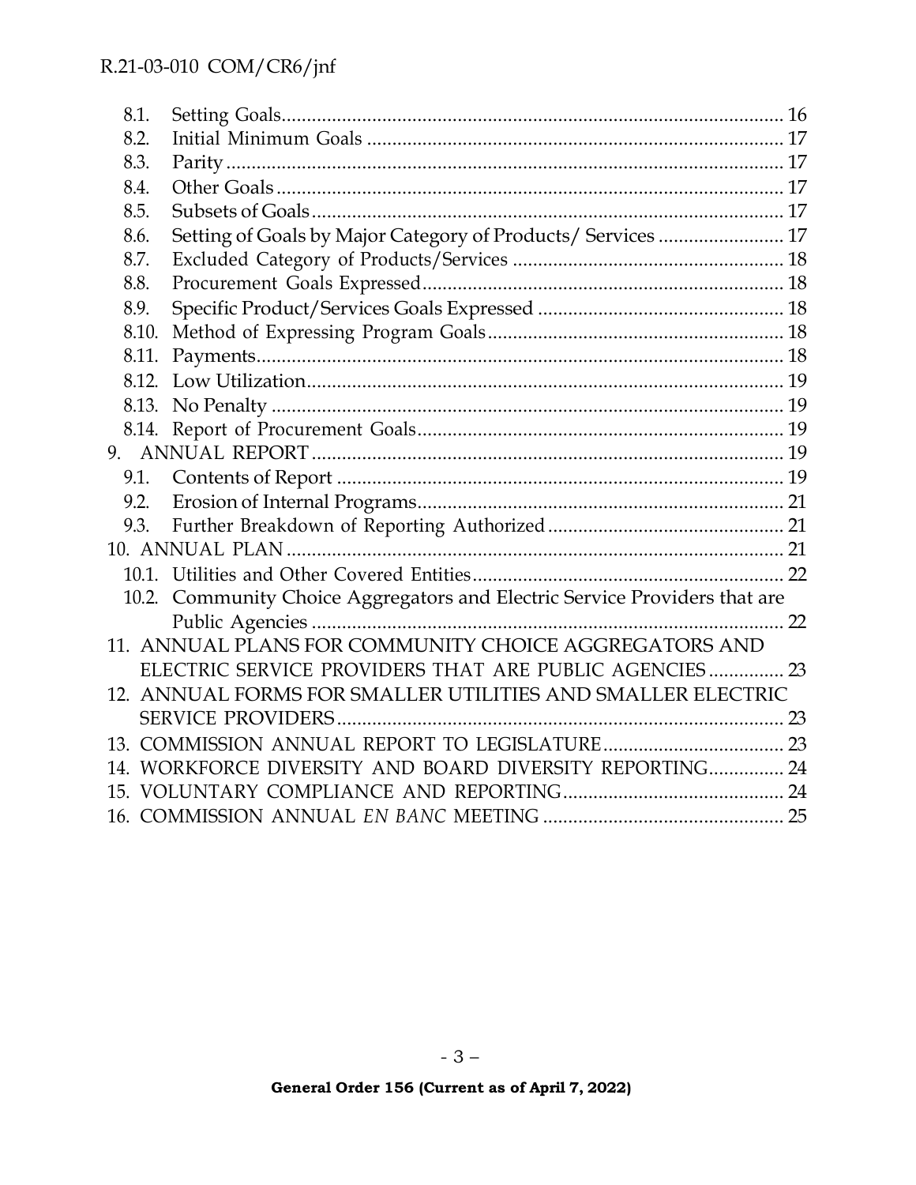8.1. Setting Goals ........ 16
8.2. Initial Minimum Goals ........ 17
8.3. Parity ........ 17
8.4. Other Goals ........ 17
8.5. Subsets of Goals ........ 17
8.6. Setting of Goals by Major Category of Products/ Services ........ 17
8.7. Excluded Category of Products/Services ........ 18
8.8. Procurement Goals Expressed ........ 18
8.9. Specific Product/Services Goals Expressed ........ 18
8.10. Method of Expressing Program Goals ........ 18
8.11. Payments ........ 18
8.12. Low Utilization ........ 19
8.13. No Penalty ........ 19
8.14. Report of Procurement Goals ........ 19

9. ANNUAL REPORT ........ 19
9.1. Contents of Report ........ 19
9.2. Erosion of Internal Programs ........ 21
9.3. Further Breakdown of Reporting Authorized ........ 21

10. ANNUAL PLAN ........ 21
10.1. Utilities and Other Covered Entities ........ 22
10.2. Community Choice Aggregators and Electric Service Providers that are Public Agencies ........ 22

11. ANNUAL PLANS FOR COMMUNITY CHOICE AGGREGATORS AND ELECTRIC SERVICE PROVIDERS THAT ARE PUBLIC AGENCIES ........ 23

12. ANNUAL FORMS FOR SMALLER UTILITIES AND SMALLER ELECTRIC SERVICE PROVIDERS ........ 23

13. COMMISSION ANNUAL REPORT TO LEGISLATURE ........ 23

14. WORKFORCE DIVERSITY AND BOARD DIVERSITY REPORTING ........ 24

15. VOLUNTARY COMPLIANCE AND REPORTING ........ 24

16. COMMISSION ANNUAL *EN BANC* MEETING ........ 25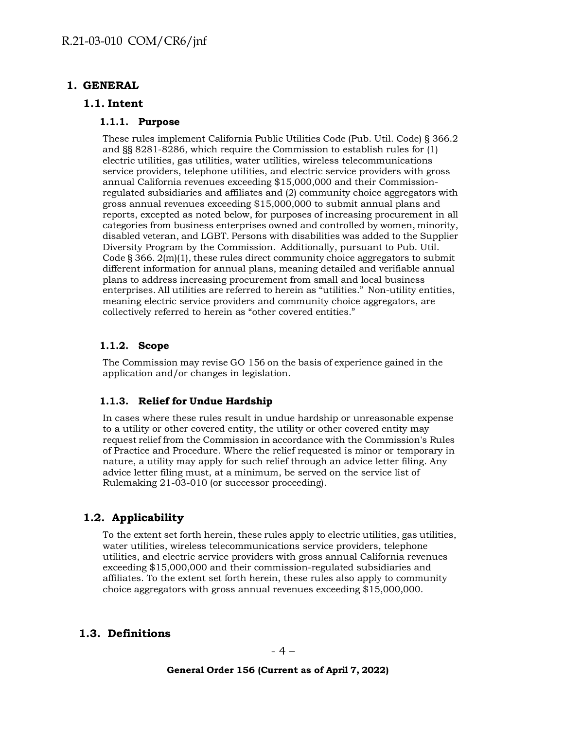# 1. GENERAL

## 1.1. Intent

### 1.1.1. Purpose

These rules implement California Public Utilities Code (Pub. Util. Code) § 366.2 and §§ 8281-8286, which require the Commission to establish rules for (1) electric utilities, gas utilities, water utilities, wireless telecommunications service providers, telephone utilities, and electric service providers with gross annual California revenues exceeding $15,000,000 and their Commission-regulated subsidiaries and affiliates and (2) community choice aggregators with gross annual revenues exceeding $15,000,000 to submit annual plans and reports, excepted as noted below, for purposes of increasing procurement in all categories from business enterprises owned and controlled by women, minority, disabled veteran, and LGBT. Persons with disabilities was added to the Supplier Diversity Program by the Commission. Additionally, pursuant to Pub. Util. Code § 366. 2(m)(1), these rules direct community choice aggregators to submit different information for annual plans, meaning detailed and verifiable annual plans to address increasing procurement from small and local business enterprises. All utilities are referred to herein as "utilities." Non-utility entities, meaning electric service providers and community choice aggregators, are collectively referred to herein as "other covered entities."

### 1.1.2. Scope

The Commission may revise GO 156 on the basis of experience gained in the application and/or changes in legislation.

### 1.1.3. Relief for Undue Hardship

In cases where these rules result in undue hardship or unreasonable expense to a utility or other covered entity, the utility or other covered entity may request relief from the Commission in accordance with the Commission's Rules of Practice and Procedure. Where the relief requested is minor or temporary in nature, a utility may apply for such relief through an advice letter filing. Any advice letter filing must, at a minimum, be served on the service list of Rulemaking 21-03-010 (or successor proceeding).

## 1.2. Applicability

To the extent set forth herein, these rules apply to electric utilities, gas utilities, water utilities, wireless telecommunications service providers, telephone utilities, and electric service providers with gross annual California revenues exceeding $15,000,000 and their commission-regulated subsidiaries and affiliates. To the extent set forth herein, these rules also apply to community choice aggregators with gross annual revenues exceeding $15,000,000.

## 1.3. Definitions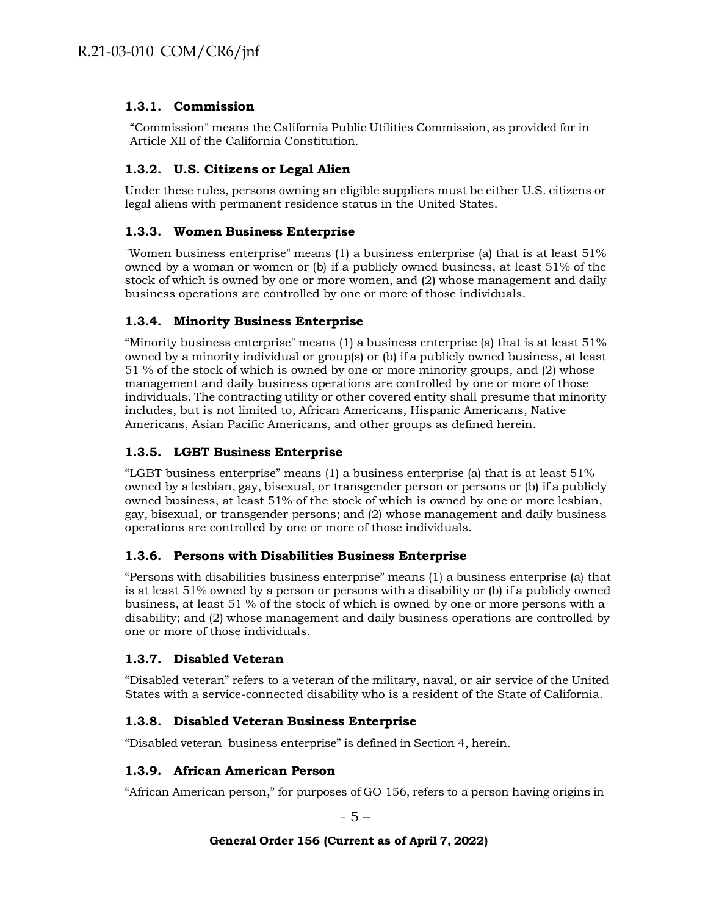### 1.3.1. Commission

"Commission" means the California Public Utilities Commission, as provided for in Article XII of the California Constitution.

### 1.3.2. U.S. Citizens or Legal Alien

Under these rules, persons owning an eligible suppliers must be either U.S. citizens or legal aliens with permanent residence status in the United States.

### 1.3.3. Women Business Enterprise

"Women business enterprise" means (1) a business enterprise (a) that is at least 51% owned by a woman or women or (b) if a publicly owned business, at least 51% of the stock of which is owned by one or more women, and (2) whose management and daily business operations are controlled by one or more of those individuals.

### 1.3.4. Minority Business Enterprise

"Minority business enterprise" means (1) a business enterprise (a) that is at least 51% owned by a minority individual or group(s) or (b) if a publicly owned business, at least 51 % of the stock of which is owned by one or more minority groups, and (2) whose management and daily business operations are controlled by one or more of those individuals. The contracting utility or other covered entity shall presume that minority includes, but is not limited to, African Americans, Hispanic Americans, Native Americans, Asian Pacific Americans, and other groups as defined herein.

### 1.3.5. LGBT Business Enterprise

"LGBT business enterprise" means (1) a business enterprise (a) that is at least 51% owned by a lesbian, gay, bisexual, or transgender person or persons or (b) if a publicly owned business, at least 51% of the stock of which is owned by one or more lesbian, gay, bisexual, or transgender persons; and (2) whose management and daily business operations are controlled by one or more of those individuals.

### 1.3.6. Persons with Disabilities Business Enterprise

"Persons with disabilities business enterprise" means (1) a business enterprise (a) that is at least 51% owned by a person or persons with a disability or (b) if a publicly owned business, at least 51 % of the stock of which is owned by one or more persons with a disability; and (2) whose management and daily business operations are controlled by one or more of those individuals.

### 1.3.7. Disabled Veteran

"Disabled veteran" refers to a veteran of the military, naval, or air service of the United States with a service-connected disability who is a resident of the State of California.

### 1.3.8. Disabled Veteran Business Enterprise

"Disabled veteran business enterprise" is defined in Section 4, herein.

### 1.3.9. African American Person

"African American person," for purposes of GO 156, refers to a person having origins in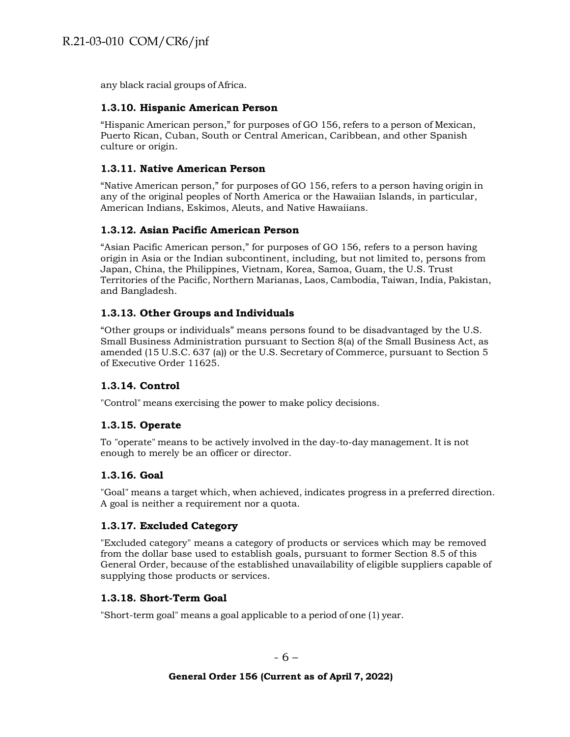any black racial groups of Africa.

### 1.3.10. Hispanic American Person

"Hispanic American person," for purposes of GO 156, refers to a person of Mexican, Puerto Rican, Cuban, South or Central American, Caribbean, and other Spanish culture or origin.

### 1.3.11. Native American Person

"Native American person," for purposes of GO 156, refers to a person having origin in any of the original peoples of North America or the Hawaiian Islands, in particular, American Indians, Eskimos, Aleuts, and Native Hawaiians.

### 1.3.12. Asian Pacific American Person

"Asian Pacific American person," for purposes of GO 156, refers to a person having origin in Asia or the Indian subcontinent, including, but not limited to, persons from Japan, China, the Philippines, Vietnam, Korea, Samoa, Guam, the U.S. Trust Territories of the Pacific, Northern Marianas, Laos, Cambodia, Taiwan, India, Pakistan, and Bangladesh.

### 1.3.13. Other Groups and Individuals

"Other groups or individuals" means persons found to be disadvantaged by the U.S. Small Business Administration pursuant to Section 8(a) of the Small Business Act, as amended (15 U.S.C. 637 (a)) or the U.S. Secretary of Commerce, pursuant to Section 5 of Executive Order 11625.

### 1.3.14. Control

"Control" means exercising the power to make policy decisions.

### 1.3.15. Operate

To "operate" means to be actively involved in the day-to-day management. It is not enough to merely be an officer or director.

### 1.3.16. Goal

"Goal" means a target which, when achieved, indicates progress in a preferred direction. A goal is neither a requirement nor a quota.

### 1.3.17. Excluded Category

"Excluded category" means a category of products or services which may be removed from the dollar base used to establish goals, pursuant to former Section 8.5 of this General Order, because of the established unavailability of eligible suppliers capable of supplying those products or services.

### 1.3.18. Short-Term Goal

"Short-term goal" means a goal applicable to a period of one (1) year.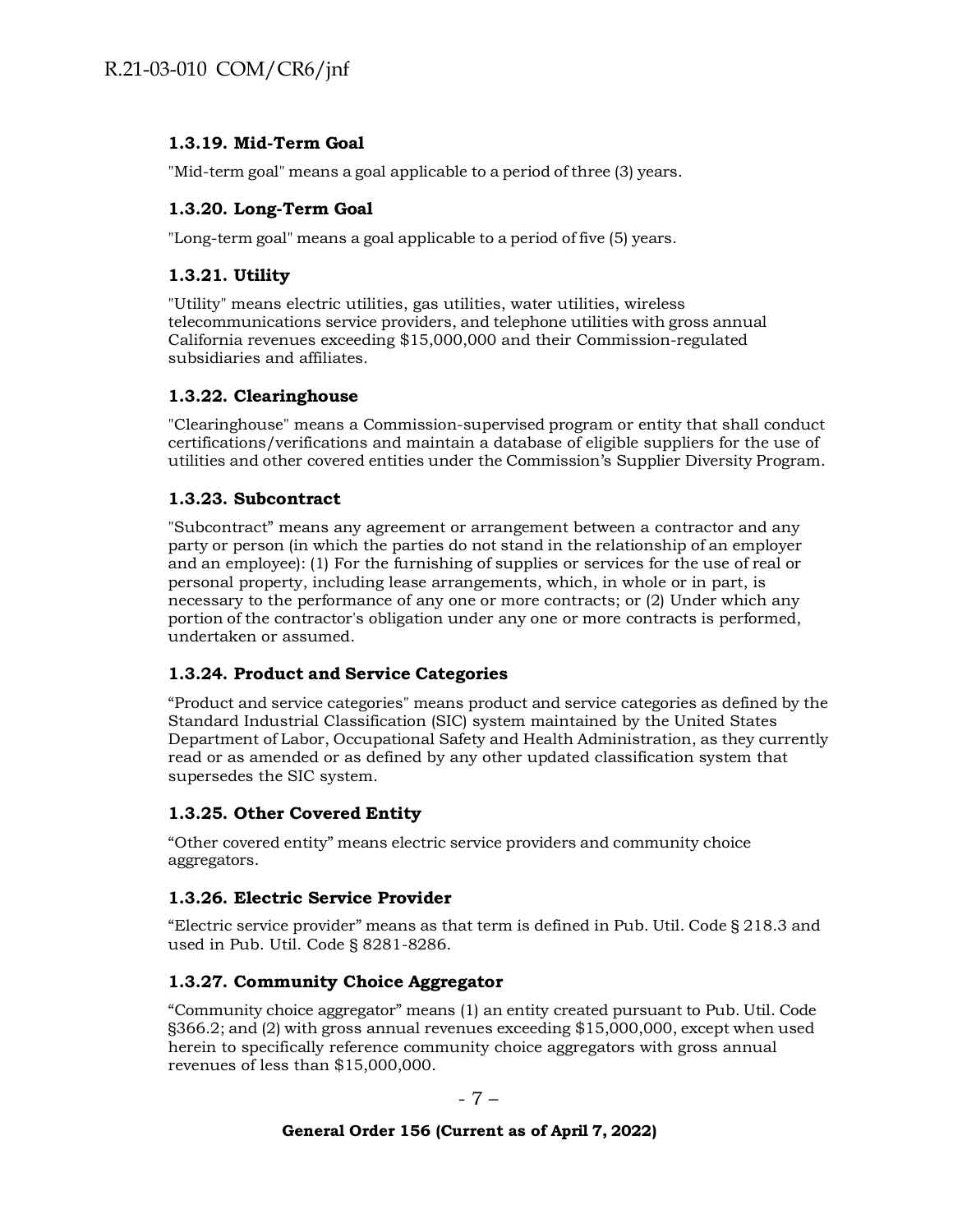### 1.3.19. Mid-Term Goal

"Mid-term goal" means a goal applicable to a period of three (3) years.

### 1.3.20. Long-Term Goal

"Long-term goal" means a goal applicable to a period of five (5) years.

### 1.3.21. Utility

"Utility" means electric utilities, gas utilities, water utilities, wireless telecommunications service providers, and telephone utilities with gross annual California revenues exceeding $15,000,000 and their Commission-regulated subsidiaries and affiliates.

### 1.3.22. Clearinghouse

"Clearinghouse" means a Commission-supervised program or entity that shall conduct certifications/verifications and maintain a database of eligible suppliers for the use of utilities and other covered entities under the Commission's Supplier Diversity Program.

### 1.3.23. Subcontract

"Subcontract" means any agreement or arrangement between a contractor and any party or person (in which the parties do not stand in the relationship of an employer and an employee): (1) For the furnishing of supplies or services for the use of real or personal property, including lease arrangements, which, in whole or in part, is necessary to the performance of any one or more contracts; or (2) Under which any portion of the contractor's obligation under any one or more contracts is performed, undertaken or assumed.

### 1.3.24. Product and Service Categories

"Product and service categories" means product and service categories as defined by the Standard Industrial Classification (SIC) system maintained by the United States Department of Labor, Occupational Safety and Health Administration, as they currently read or as amended or as defined by any other updated classification system that supersedes the SIC system.

### 1.3.25. Other Covered Entity

"Other covered entity" means electric service providers and community choice aggregators.

### 1.3.26. Electric Service Provider

"Electric service provider" means as that term is defined in Pub. Util. Code § 218.3 and used in Pub. Util. Code § 8281-8286.

### 1.3.27. Community Choice Aggregator

"Community choice aggregator" means (1) an entity created pursuant to Pub. Util. Code §366.2; and (2) with gross annual revenues exceeding $15,000,000, except when used herein to specifically reference community choice aggregators with gross annual revenues of less than $15,000,000.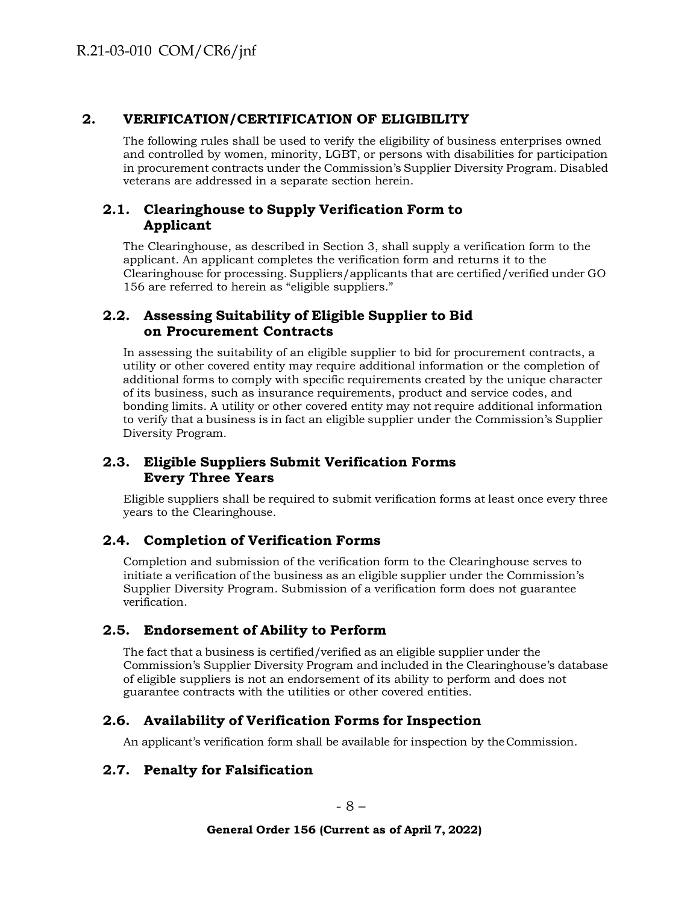## 2. VERIFICATION/CERTIFICATION OF ELIGIBILITY

The following rules shall be used to verify the eligibility of business enterprises owned and controlled by women, minority, LGBT, or persons with disabilities for participation in procurement contracts under the Commission's Supplier Diversity Program. Disabled veterans are addressed in a separate section herein.

### 2.1. Clearinghouse to Supply Verification Form to Applicant

The Clearinghouse, as described in Section 3, shall supply a verification form to the applicant. An applicant completes the verification form and returns it to the Clearinghouse for processing. Suppliers/applicants that are certified/verified under GO 156 are referred to herein as "eligible suppliers."

### 2.2. Assessing Suitability of Eligible Supplier to Bid on Procurement Contracts

In assessing the suitability of an eligible supplier to bid for procurement contracts, a utility or other covered entity may require additional information or the completion of additional forms to comply with specific requirements created by the unique character of its business, such as insurance requirements, product and service codes, and bonding limits. A utility or other covered entity may not require additional information to verify that a business is in fact an eligible supplier under the Commission's Supplier Diversity Program.

### 2.3. Eligible Suppliers Submit Verification Forms Every Three Years

Eligible suppliers shall be required to submit verification forms at least once every three years to the Clearinghouse.

### 2.4. Completion of Verification Forms

Completion and submission of the verification form to the Clearinghouse serves to initiate a verification of the business as an eligible supplier under the Commission's Supplier Diversity Program. Submission of a verification form does not guarantee verification.

### 2.5. Endorsement of Ability to Perform

The fact that a business is certified/verified as an eligible supplier under the Commission's Supplier Diversity Program and included in the Clearinghouse's database of eligible suppliers is not an endorsement of its ability to perform and does not guarantee contracts with the utilities or other covered entities.

### 2.6. Availability of Verification Forms for Inspection

An applicant's verification form shall be available for inspection by the Commission.

### 2.7. Penalty for Falsification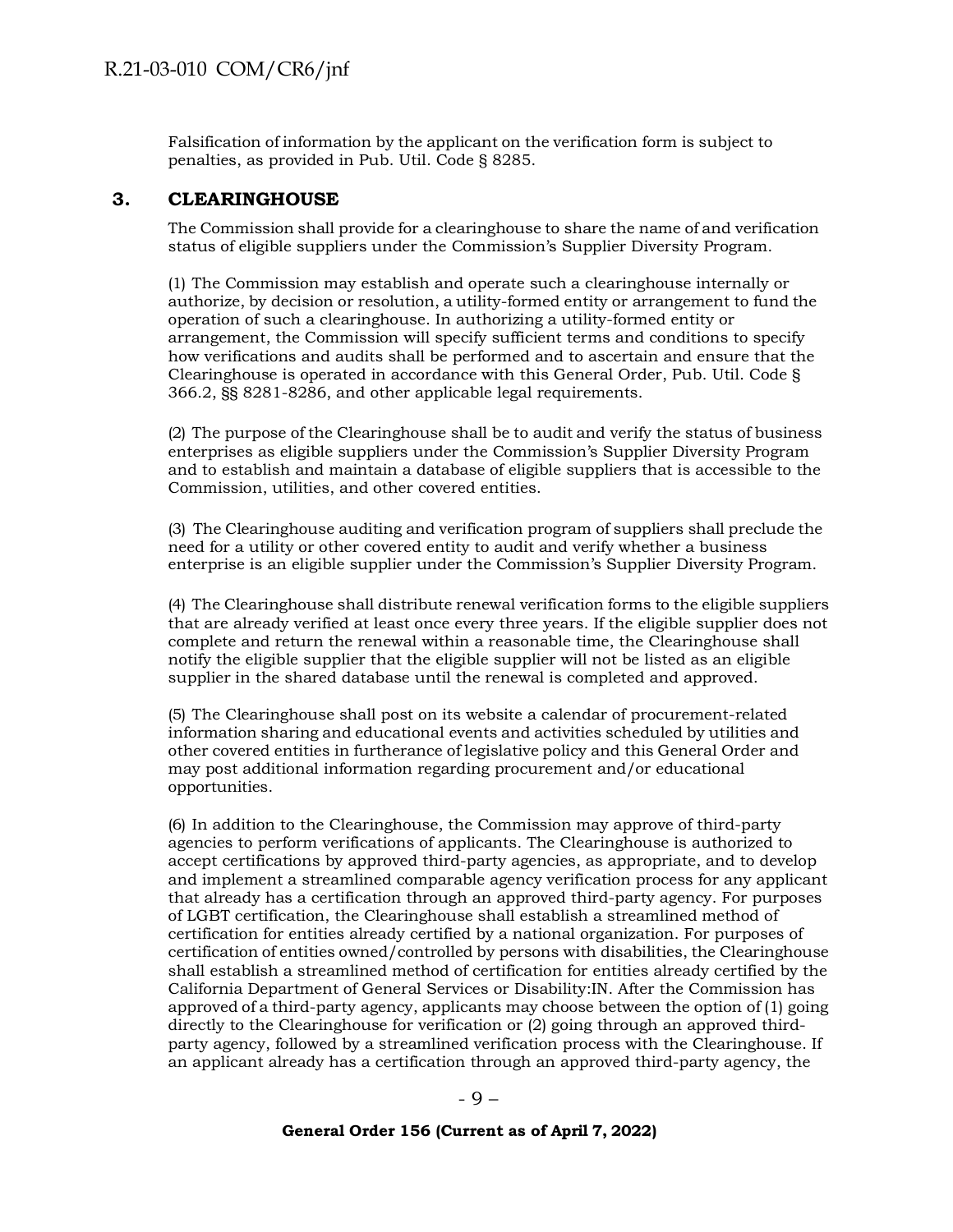Falsification of information by the applicant on the verification form is subject to penalties, as provided in Pub. Util. Code § 8285.

## 3. CLEARINGHOUSE

The Commission shall provide for a clearinghouse to share the name of and verification status of eligible suppliers under the Commission's Supplier Diversity Program.

(1) The Commission may establish and operate such a clearinghouse internally or authorize, by decision or resolution, a utility-formed entity or arrangement to fund the operation of such a clearinghouse. In authorizing a utility-formed entity or arrangement, the Commission will specify sufficient terms and conditions to specify how verifications and audits shall be performed and to ascertain and ensure that the Clearinghouse is operated in accordance with this General Order, Pub. Util. Code § 366.2, §§ 8281-8286, and other applicable legal requirements.

(2) The purpose of the Clearinghouse shall be to audit and verify the status of business enterprises as eligible suppliers under the Commission's Supplier Diversity Program and to establish and maintain a database of eligible suppliers that is accessible to the Commission, utilities, and other covered entities.

(3) The Clearinghouse auditing and verification program of suppliers shall preclude the need for a utility or other covered entity to audit and verify whether a business enterprise is an eligible supplier under the Commission's Supplier Diversity Program.

(4) The Clearinghouse shall distribute renewal verification forms to the eligible suppliers that are already verified at least once every three years. If the eligible supplier does not complete and return the renewal within a reasonable time, the Clearinghouse shall notify the eligible supplier that the eligible supplier will not be listed as an eligible supplier in the shared database until the renewal is completed and approved.

(5) The Clearinghouse shall post on its website a calendar of procurement-related information sharing and educational events and activities scheduled by utilities and other covered entities in furtherance of legislative policy and this General Order and may post additional information regarding procurement and/or educational opportunities.

(6) In addition to the Clearinghouse, the Commission may approve of third-party agencies to perform verifications of applicants. The Clearinghouse is authorized to accept certifications by approved third-party agencies, as appropriate, and to develop and implement a streamlined comparable agency verification process for any applicant that already has a certification through an approved third-party agency. For purposes of LGBT certification, the Clearinghouse shall establish a streamlined method of certification for entities already certified by a national organization. For purposes of certification of entities owned/controlled by persons with disabilities, the Clearinghouse shall establish a streamlined method of certification for entities already certified by the California Department of General Services or Disability:IN. After the Commission has approved of a third-party agency, applicants may choose between the option of (1) going directly to the Clearinghouse for verification or (2) going through an approved third-party agency, followed by a streamlined verification process with the Clearinghouse. If an applicant already has a certification through an approved third-party agency, the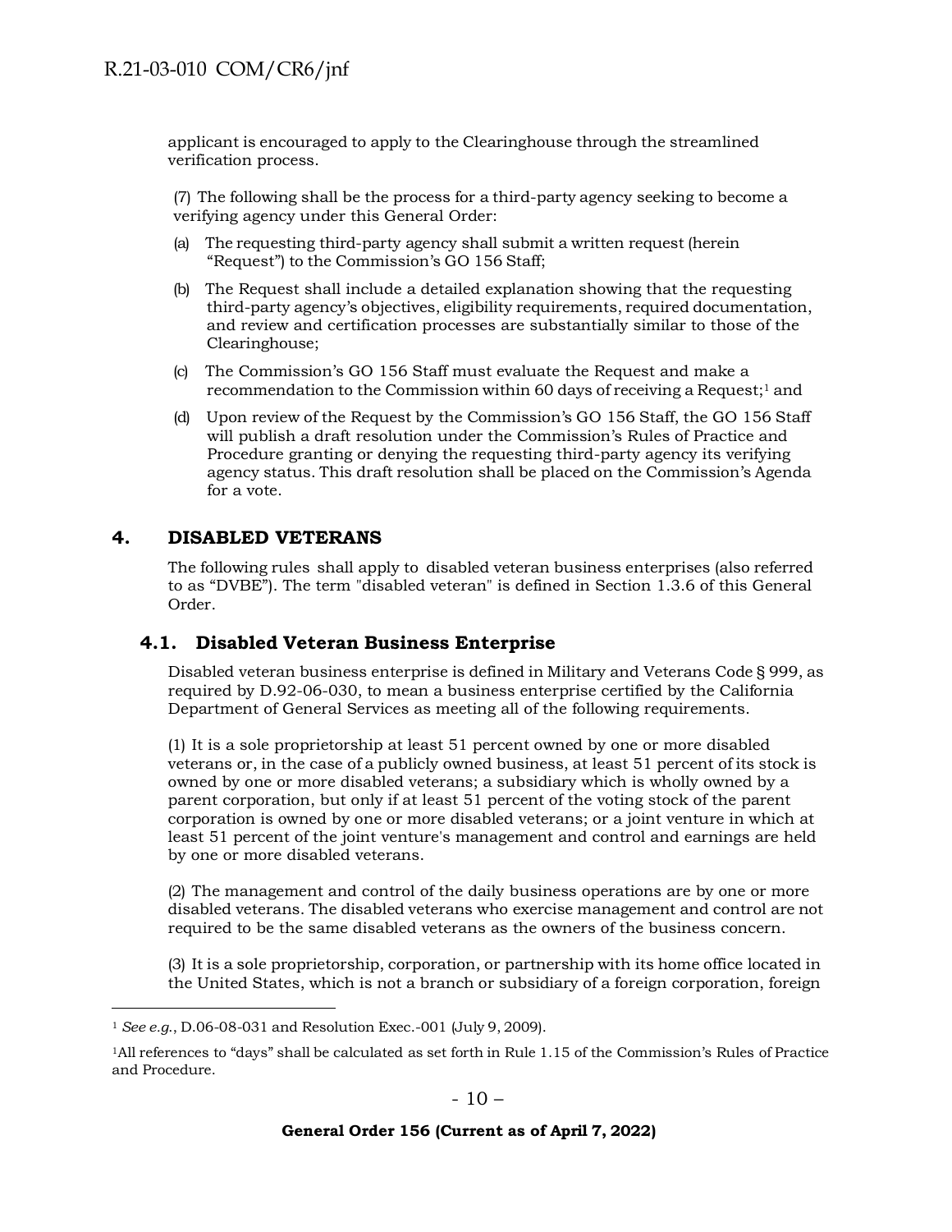applicant is encouraged to apply to the Clearinghouse through the streamlined verification process.

(7) The following shall be the process for a third-party agency seeking to become a verifying agency under this General Order:

(a) The requesting third-party agency shall submit a written request (herein "Request") to the Commission's GO 156 Staff;

(b) The Request shall include a detailed explanation showing that the requesting third-party agency's objectives, eligibility requirements, required documentation, and review and certification processes are substantially similar to those of the Clearinghouse;

(c) The Commission's GO 156 Staff must evaluate the Request and make a recommendation to the Commission within 60 days of receiving a Request;[1] and

(d) Upon review of the Request by the Commission's GO 156 Staff, the GO 156 Staff will publish a draft resolution under the Commission's Rules of Practice and Procedure granting or denying the requesting third-party agency its verifying agency status. This draft resolution shall be placed on the Commission's Agenda for a vote.

## 4. DISABLED VETERANS

The following rules shall apply to disabled veteran business enterprises (also referred to as "DVBE"). The term "disabled veteran" is defined in Section 1.3.6 of this General Order.

### 4.1. Disabled Veteran Business Enterprise

Disabled veteran business enterprise is defined in Military and Veterans Code § 999, as required by D.92-06-030, to mean a business enterprise certified by the California Department of General Services as meeting all of the following requirements.

(1) It is a sole proprietorship at least 51 percent owned by one or more disabled veterans or, in the case of a publicly owned business, at least 51 percent of its stock is owned by one or more disabled veterans; a subsidiary which is wholly owned by a parent corporation, but only if at least 51 percent of the voting stock of the parent corporation is owned by one or more disabled veterans; or a joint venture in which at least 51 percent of the joint venture's management and control and earnings are held by one or more disabled veterans.

(2) The management and control of the daily business operations are by one or more disabled veterans. The disabled veterans who exercise management and control are not required to be the same disabled veterans as the owners of the business concern.

(3) It is a sole proprietorship, corporation, or partnership with its home office located in the United States, which is not a branch or subsidiary of a foreign corporation, foreign

---

[1] *See e.g.*, D.06-08-031 and Resolution Exec.-001 (July 9, 2009).

[1] All references to "days" shall be calculated as set forth in Rule 1.15 of the Commission's Rules of Practice and Procedure.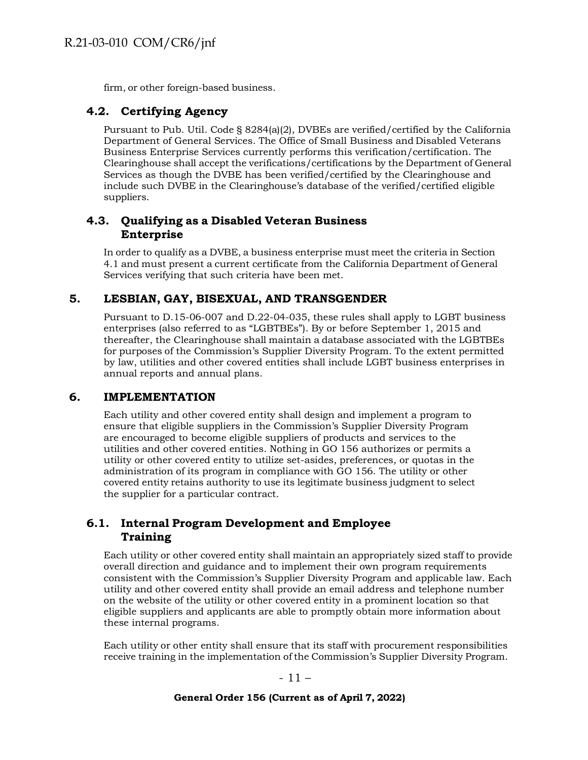firm, or other foreign-based business.

## 4.2. Certifying Agency

Pursuant to Pub. Util. Code § 8284(a)(2), DVBEs are verified/certified by the California Department of General Services. The Office of Small Business and Disabled Veterans Business Enterprise Services currently performs this verification/certification. The Clearinghouse shall accept the verifications/certifications by the Department of General Services as though the DVBE has been verified/certified by the Clearinghouse and include such DVBE in the Clearinghouse's database of the verified/certified eligible suppliers.

## 4.3. Qualifying as a Disabled Veteran Business Enterprise

In order to qualify as a DVBE, a business enterprise must meet the criteria in Section 4.1 and must present a current certificate from the California Department of General Services verifying that such criteria have been met.

# 5. LESBIAN, GAY, BISEXUAL, AND TRANSGENDER

Pursuant to D.15-06-007 and D.22-04-035, these rules shall apply to LGBT business enterprises (also referred to as "LGBTBEs"). By or before September 1, 2015 and thereafter, the Clearinghouse shall maintain a database associated with the LGBTBEs for purposes of the Commission's Supplier Diversity Program. To the extent permitted by law, utilities and other covered entities shall include LGBT business enterprises in annual reports and annual plans.

# 6. IMPLEMENTATION

Each utility and other covered entity shall design and implement a program to ensure that eligible suppliers in the Commission's Supplier Diversity Program are encouraged to become eligible suppliers of products and services to the utilities and other covered entities. Nothing in GO 156 authorizes or permits a utility or other covered entity to utilize set-asides, preferences, or quotas in the administration of its program in compliance with GO 156. The utility or other covered entity retains authority to use its legitimate business judgment to select the supplier for a particular contract.

## 6.1. Internal Program Development and Employee Training

Each utility or other covered entity shall maintain an appropriately sized staff to provide overall direction and guidance and to implement their own program requirements consistent with the Commission's Supplier Diversity Program and applicable law. Each utility and other covered entity shall provide an email address and telephone number on the website of the utility or other covered entity in a prominent location so that eligible suppliers and applicants are able to promptly obtain more information about these internal programs.

Each utility or other entity shall ensure that its staff with procurement responsibilities receive training in the implementation of the Commission's Supplier Diversity Program.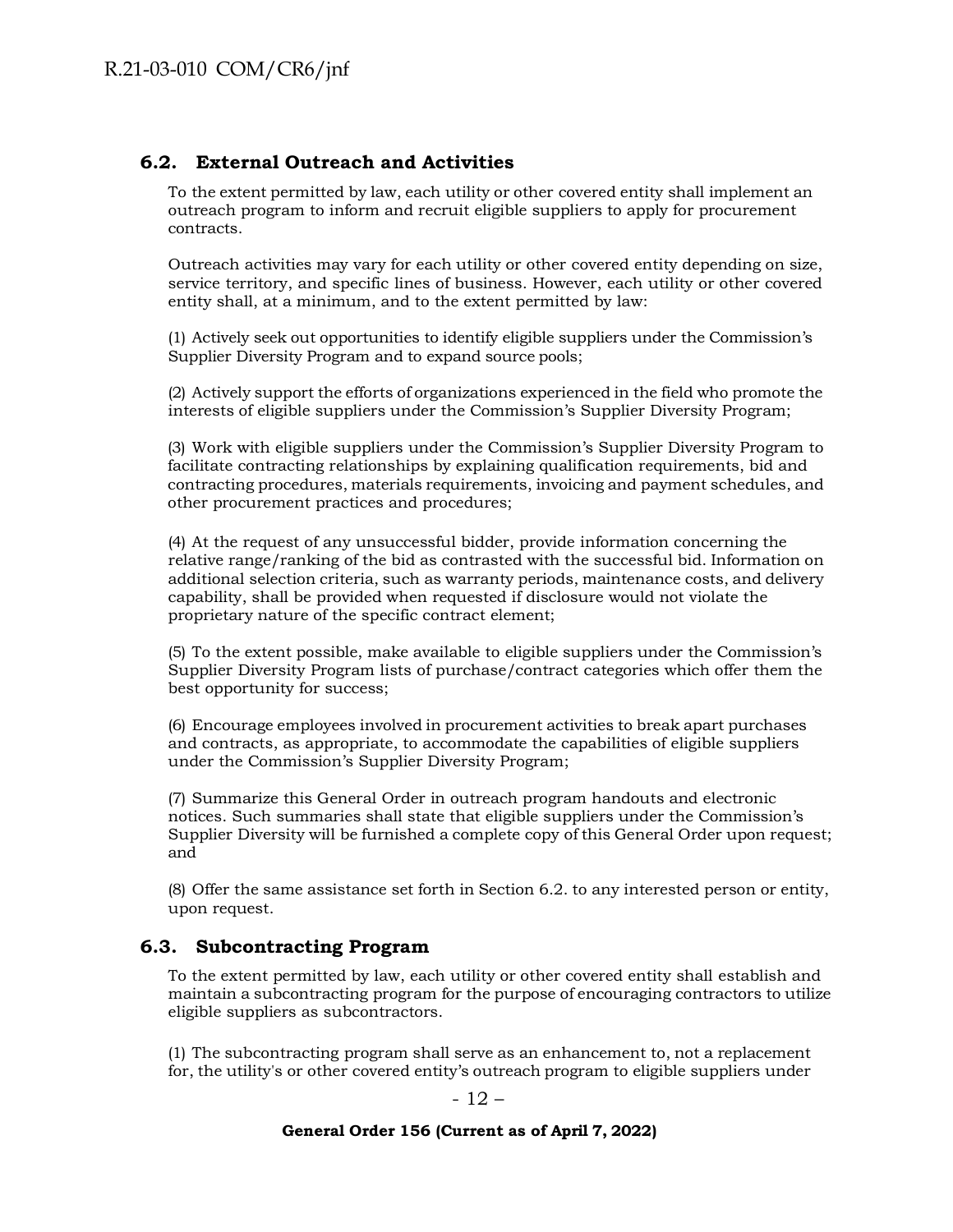## 6.2. External Outreach and Activities

To the extent permitted by law, each utility or other covered entity shall implement an outreach program to inform and recruit eligible suppliers to apply for procurement contracts.

Outreach activities may vary for each utility or other covered entity depending on size, service territory, and specific lines of business. However, each utility or other covered entity shall, at a minimum, and to the extent permitted by law:

(1) Actively seek out opportunities to identify eligible suppliers under the Commission's Supplier Diversity Program and to expand source pools;

(2) Actively support the efforts of organizations experienced in the field who promote the interests of eligible suppliers under the Commission's Supplier Diversity Program;

(3) Work with eligible suppliers under the Commission's Supplier Diversity Program to facilitate contracting relationships by explaining qualification requirements, bid and contracting procedures, materials requirements, invoicing and payment schedules, and other procurement practices and procedures;

(4) At the request of any unsuccessful bidder, provide information concerning the relative range/ranking of the bid as contrasted with the successful bid. Information on additional selection criteria, such as warranty periods, maintenance costs, and delivery capability, shall be provided when requested if disclosure would not violate the proprietary nature of the specific contract element;

(5) To the extent possible, make available to eligible suppliers under the Commission's Supplier Diversity Program lists of purchase/contract categories which offer them the best opportunity for success;

(6) Encourage employees involved in procurement activities to break apart purchases and contracts, as appropriate, to accommodate the capabilities of eligible suppliers under the Commission's Supplier Diversity Program;

(7) Summarize this General Order in outreach program handouts and electronic notices. Such summaries shall state that eligible suppliers under the Commission's Supplier Diversity will be furnished a complete copy of this General Order upon request; and

(8) Offer the same assistance set forth in Section 6.2. to any interested person or entity, upon request.

## 6.3. Subcontracting Program

To the extent permitted by law, each utility or other covered entity shall establish and maintain a subcontracting program for the purpose of encouraging contractors to utilize eligible suppliers as subcontractors.

(1) The subcontracting program shall serve as an enhancement to, not a replacement for, the utility's or other covered entity's outreach program to eligible suppliers under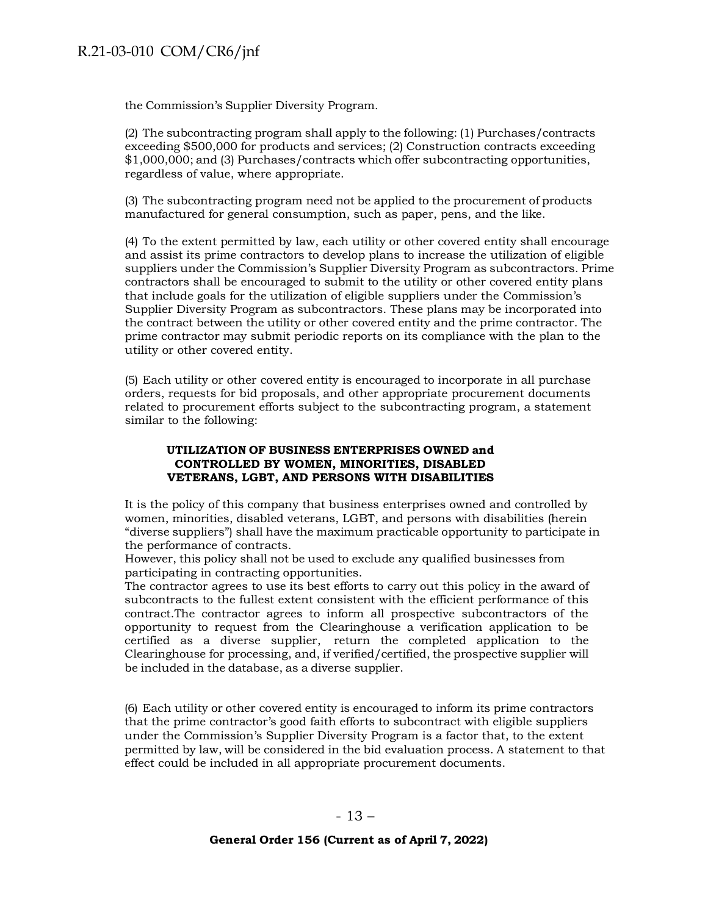the Commission's Supplier Diversity Program.

(2) The subcontracting program shall apply to the following: (1) Purchases/contracts exceeding $500,000 for products and services; (2) Construction contracts exceeding $1,000,000; and (3) Purchases/contracts which offer subcontracting opportunities, regardless of value, where appropriate.

(3) The subcontracting program need not be applied to the procurement of products manufactured for general consumption, such as paper, pens, and the like.

(4) To the extent permitted by law, each utility or other covered entity shall encourage and assist its prime contractors to develop plans to increase the utilization of eligible suppliers under the Commission's Supplier Diversity Program as subcontractors. Prime contractors shall be encouraged to submit to the utility or other covered entity plans that include goals for the utilization of eligible suppliers under the Commission's Supplier Diversity Program as subcontractors. These plans may be incorporated into the contract between the utility or other covered entity and the prime contractor. The prime contractor may submit periodic reports on its compliance with the plan to the utility or other covered entity.

(5) Each utility or other covered entity is encouraged to incorporate in all purchase orders, requests for bid proposals, and other appropriate procurement documents related to procurement efforts subject to the subcontracting program, a statement similar to the following:

**UTILIZATION OF BUSINESS ENTERPRISES OWNED and CONTROLLED BY WOMEN, MINORITIES, DISABLED VETERANS, LGBT, AND PERSONS WITH DISABILITIES**

It is the policy of this company that business enterprises owned and controlled by women, minorities, disabled veterans, LGBT, and persons with disabilities (herein "diverse suppliers") shall have the maximum practicable opportunity to participate in the performance of contracts.
However, this policy shall not be used to exclude any qualified businesses from participating in contracting opportunities.
The contractor agrees to use its best efforts to carry out this policy in the award of subcontracts to the fullest extent consistent with the efficient performance of this contract.The contractor agrees to inform all prospective subcontractors of the opportunity to request from the Clearinghouse a verification application to be certified as a diverse supplier, return the completed application to the Clearinghouse for processing, and, if verified/certified, the prospective supplier will be included in the database, as a diverse supplier.

(6) Each utility or other covered entity is encouraged to inform its prime contractors that the prime contractor's good faith efforts to subcontract with eligible suppliers under the Commission's Supplier Diversity Program is a factor that, to the extent permitted by law, will be considered in the bid evaluation process. A statement to that effect could be included in all appropriate procurement documents.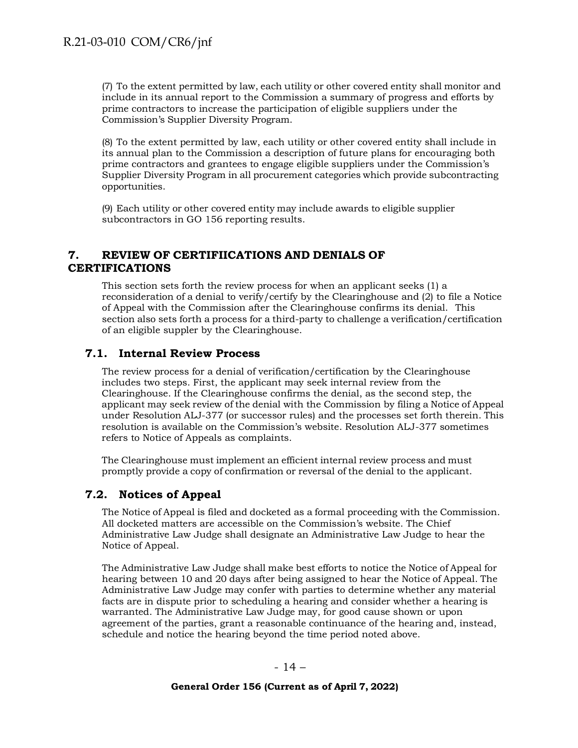(7) To the extent permitted by law, each utility or other covered entity shall monitor and include in its annual report to the Commission a summary of progress and efforts by prime contractors to increase the participation of eligible suppliers under the Commission's Supplier Diversity Program.

(8) To the extent permitted by law, each utility or other covered entity shall include in its annual plan to the Commission a description of future plans for encouraging both prime contractors and grantees to engage eligible suppliers under the Commission's Supplier Diversity Program in all procurement categories which provide subcontracting opportunities.

(9) Each utility or other covered entity may include awards to eligible supplier subcontractors in GO 156 reporting results.

## 7. REVIEW OF CERTIFIICATIONS AND DENIALS OF CERTIFICATIONS

This section sets forth the review process for when an applicant seeks (1) a reconsideration of a denial to verify/certify by the Clearinghouse and (2) to file a Notice of Appeal with the Commission after the Clearinghouse confirms its denial. This section also sets forth a process for a third-party to challenge a verification/certification of an eligible suppler by the Clearinghouse.

### 7.1. Internal Review Process

The review process for a denial of verification/certification by the Clearinghouse includes two steps. First, the applicant may seek internal review from the Clearinghouse. If the Clearinghouse confirms the denial, as the second step, the applicant may seek review of the denial with the Commission by filing a Notice of Appeal under Resolution ALJ-377 (or successor rules) and the processes set forth therein. This resolution is available on the Commission's website. Resolution ALJ-377 sometimes refers to Notice of Appeals as complaints.

The Clearinghouse must implement an efficient internal review process and must promptly provide a copy of confirmation or reversal of the denial to the applicant.

### 7.2. Notices of Appeal

The Notice of Appeal is filed and docketed as a formal proceeding with the Commission. All docketed matters are accessible on the Commission's website. The Chief Administrative Law Judge shall designate an Administrative Law Judge to hear the Notice of Appeal.

The Administrative Law Judge shall make best efforts to notice the Notice of Appeal for hearing between 10 and 20 days after being assigned to hear the Notice of Appeal. The Administrative Law Judge may confer with parties to determine whether any material facts are in dispute prior to scheduling a hearing and consider whether a hearing is warranted. The Administrative Law Judge may, for good cause shown or upon agreement of the parties, grant a reasonable continuance of the hearing and, instead, schedule and notice the hearing beyond the time period noted above.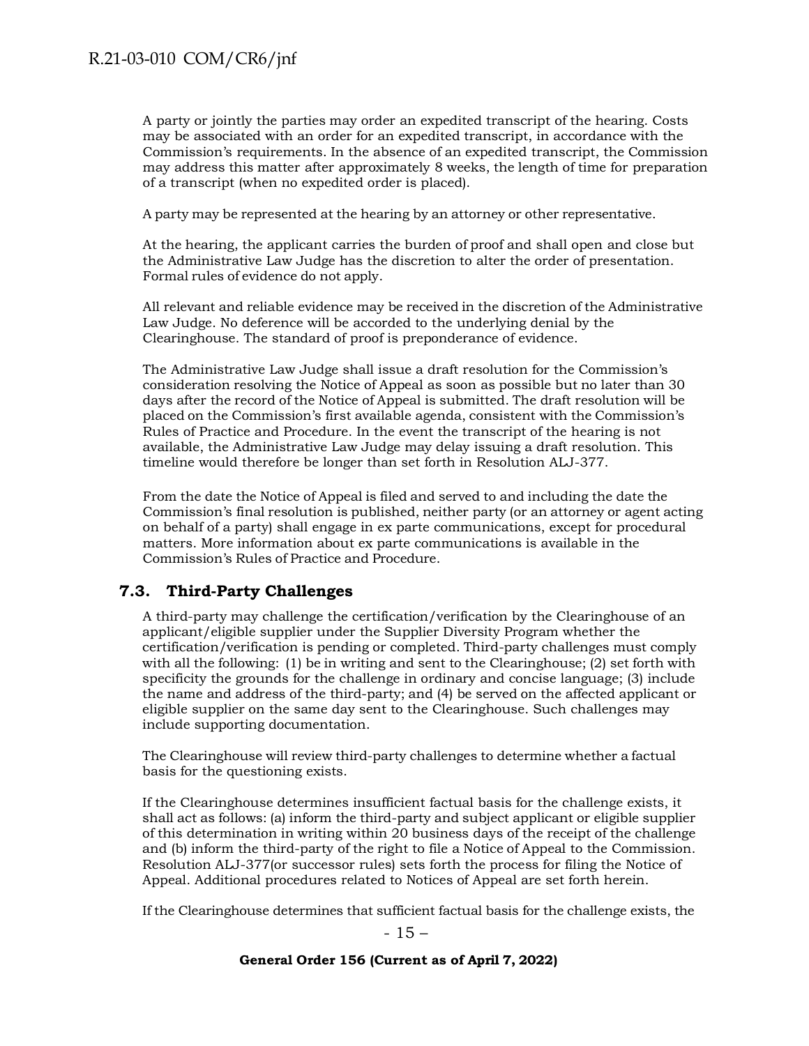A party or jointly the parties may order an expedited transcript of the hearing. Costs may be associated with an order for an expedited transcript, in accordance with the Commission's requirements. In the absence of an expedited transcript, the Commission may address this matter after approximately 8 weeks, the length of time for preparation of a transcript (when no expedited order is placed).

A party may be represented at the hearing by an attorney or other representative.

At the hearing, the applicant carries the burden of proof and shall open and close but the Administrative Law Judge has the discretion to alter the order of presentation. Formal rules of evidence do not apply.

All relevant and reliable evidence may be received in the discretion of the Administrative Law Judge. No deference will be accorded to the underlying denial by the Clearinghouse. The standard of proof is preponderance of evidence.

The Administrative Law Judge shall issue a draft resolution for the Commission's consideration resolving the Notice of Appeal as soon as possible but no later than 30 days after the record of the Notice of Appeal is submitted. The draft resolution will be placed on the Commission's first available agenda, consistent with the Commission's Rules of Practice and Procedure. In the event the transcript of the hearing is not available, the Administrative Law Judge may delay issuing a draft resolution. This timeline would therefore be longer than set forth in Resolution ALJ-377.

From the date the Notice of Appeal is filed and served to and including the date the Commission's final resolution is published, neither party (or an attorney or agent acting on behalf of a party) shall engage in ex parte communications, except for procedural matters. More information about ex parte communications is available in the Commission's Rules of Practice and Procedure.

## 7.3. Third-Party Challenges

A third-party may challenge the certification/verification by the Clearinghouse of an applicant/eligible supplier under the Supplier Diversity Program whether the certification/verification is pending or completed. Third-party challenges must comply with all the following: (1) be in writing and sent to the Clearinghouse; (2) set forth with specificity the grounds for the challenge in ordinary and concise language; (3) include the name and address of the third-party; and (4) be served on the affected applicant or eligible supplier on the same day sent to the Clearinghouse. Such challenges may include supporting documentation.

The Clearinghouse will review third-party challenges to determine whether a factual basis for the questioning exists.

If the Clearinghouse determines insufficient factual basis for the challenge exists, it shall act as follows: (a) inform the third-party and subject applicant or eligible supplier of this determination in writing within 20 business days of the receipt of the challenge and (b) inform the third-party of the right to file a Notice of Appeal to the Commission. Resolution ALJ-377(or successor rules) sets forth the process for filing the Notice of Appeal. Additional procedures related to Notices of Appeal are set forth herein.

If the Clearinghouse determines that sufficient factual basis for the challenge exists, the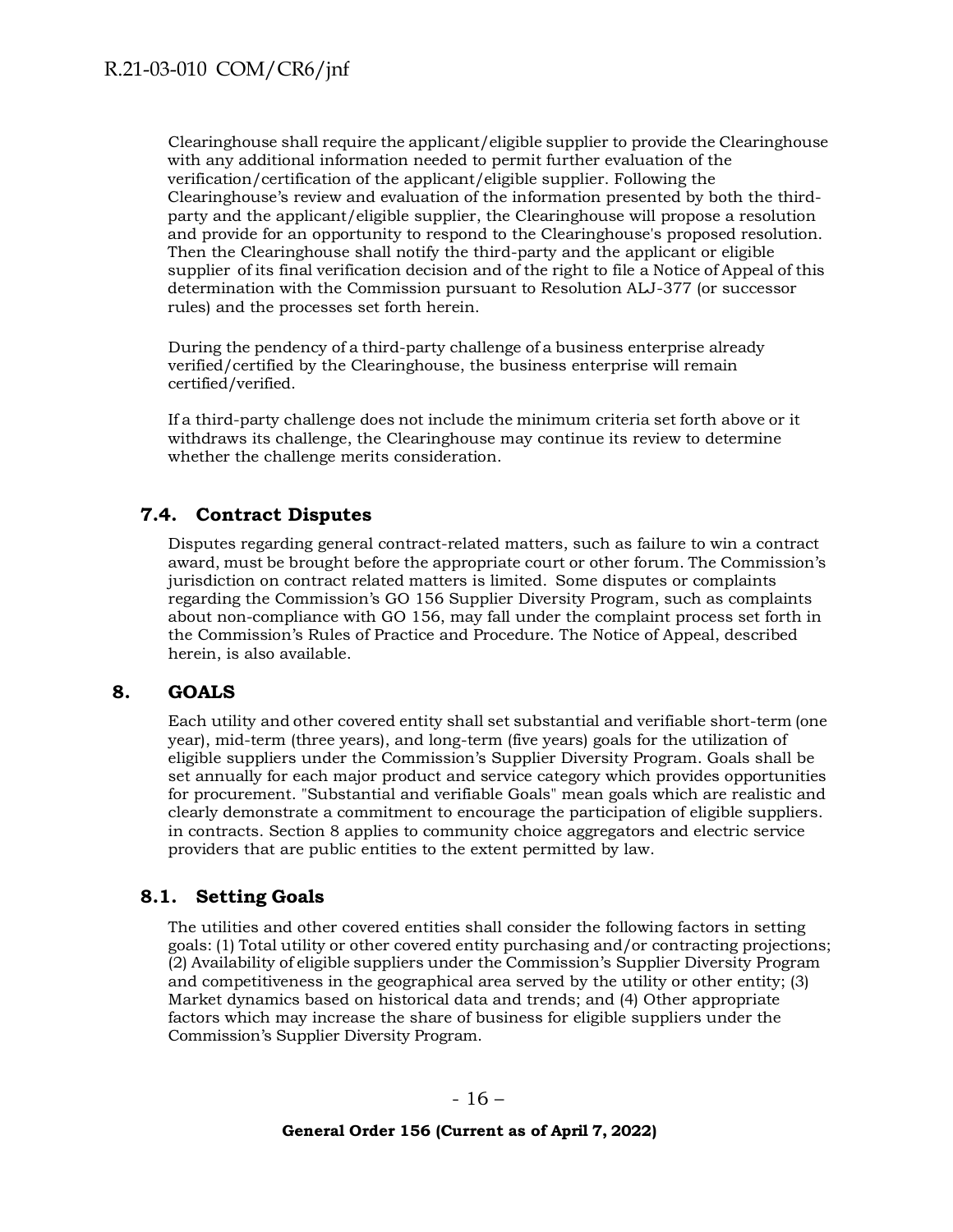Clearinghouse shall require the applicant/eligible supplier to provide the Clearinghouse with any additional information needed to permit further evaluation of the verification/certification of the applicant/eligible supplier. Following the Clearinghouse's review and evaluation of the information presented by both the third-party and the applicant/eligible supplier, the Clearinghouse will propose a resolution and provide for an opportunity to respond to the Clearinghouse's proposed resolution. Then the Clearinghouse shall notify the third-party and the applicant or eligible supplier of its final verification decision and of the right to file a Notice of Appeal of this determination with the Commission pursuant to Resolution ALJ-377 (or successor rules) and the processes set forth herein.

During the pendency of a third-party challenge of a business enterprise already verified/certified by the Clearinghouse, the business enterprise will remain certified/verified.

If a third-party challenge does not include the minimum criteria set forth above or it withdraws its challenge, the Clearinghouse may continue its review to determine whether the challenge merits consideration.

### 7.4. Contract Disputes

Disputes regarding general contract-related matters, such as failure to win a contract award, must be brought before the appropriate court or other forum. The Commission's jurisdiction on contract related matters is limited. Some disputes or complaints regarding the Commission's GO 156 Supplier Diversity Program, such as complaints about non-compliance with GO 156, may fall under the complaint process set forth in the Commission's Rules of Practice and Procedure. The Notice of Appeal, described herein, is also available.

## 8. GOALS

Each utility and other covered entity shall set substantial and verifiable short-term (one year), mid-term (three years), and long-term (five years) goals for the utilization of eligible suppliers under the Commission's Supplier Diversity Program. Goals shall be set annually for each major product and service category which provides opportunities for procurement. "Substantial and verifiable Goals" mean goals which are realistic and clearly demonstrate a commitment to encourage the participation of eligible suppliers. in contracts. Section 8 applies to community choice aggregators and electric service providers that are public entities to the extent permitted by law.

### 8.1. Setting Goals

The utilities and other covered entities shall consider the following factors in setting goals: (1) Total utility or other covered entity purchasing and/or contracting projections; (2) Availability of eligible suppliers under the Commission's Supplier Diversity Program and competitiveness in the geographical area served by the utility or other entity; (3) Market dynamics based on historical data and trends; and (4) Other appropriate factors which may increase the share of business for eligible suppliers under the Commission's Supplier Diversity Program.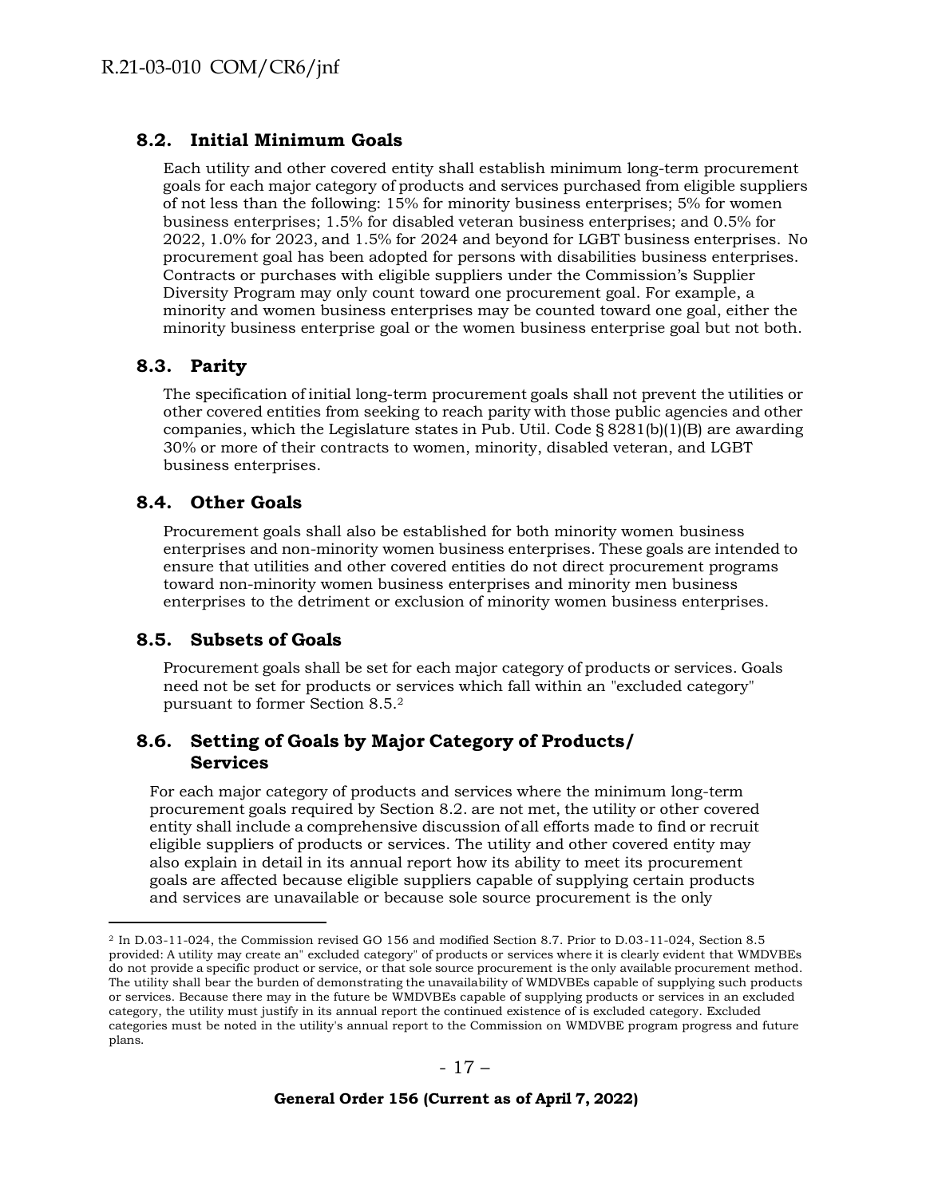## 8.2. Initial Minimum Goals

Each utility and other covered entity shall establish minimum long-term procurement goals for each major category of products and services purchased from eligible suppliers of not less than the following: 15% for minority business enterprises; 5% for women business enterprises; 1.5% for disabled veteran business enterprises; and 0.5% for 2022, 1.0% for 2023, and 1.5% for 2024 and beyond for LGBT business enterprises. No procurement goal has been adopted for persons with disabilities business enterprises. Contracts or purchases with eligible suppliers under the Commission's Supplier Diversity Program may only count toward one procurement goal. For example, a minority and women business enterprises may be counted toward one goal, either the minority business enterprise goal or the women business enterprise goal but not both.

## 8.3. Parity

The specification of initial long-term procurement goals shall not prevent the utilities or other covered entities from seeking to reach parity with those public agencies and other companies, which the Legislature states in Pub. Util. Code § 8281(b)(1)(B) are awarding 30% or more of their contracts to women, minority, disabled veteran, and LGBT business enterprises.

## 8.4. Other Goals

Procurement goals shall also be established for both minority women business enterprises and non-minority women business enterprises. These goals are intended to ensure that utilities and other covered entities do not direct procurement programs toward non-minority women business enterprises and minority men business enterprises to the detriment or exclusion of minority women business enterprises.

## 8.5. Subsets of Goals

Procurement goals shall be set for each major category of products or services. Goals need not be set for products or services which fall within an "excluded category" pursuant to former Section 8.5.[2]

## 8.6. Setting of Goals by Major Category of Products/ Services

For each major category of products and services where the minimum long-term procurement goals required by Section 8.2. are not met, the utility or other covered entity shall include a comprehensive discussion of all efforts made to find or recruit eligible suppliers of products or services. The utility and other covered entity may also explain in detail in its annual report how its ability to meet its procurement goals are affected because eligible suppliers capable of supplying certain products and services are unavailable or because sole source procurement is the only

---

[2] In D.03-11-024, the Commission revised GO 156 and modified Section 8.7. Prior to D.03-11-024, Section 8.5 provided: A utility may create an" excluded category" of products or services where it is clearly evident that WMDVBEs do not provide a specific product or service, or that sole source procurement is the only available procurement method. The utility shall bear the burden of demonstrating the unavailability of WMDVBEs capable of supplying such products or services. Because there may in the future be WMDVBEs capable of supplying products or services in an excluded category, the utility must justify in its annual report the continued existence of is excluded category. Excluded categories must be noted in the utility's annual report to the Commission on WMDVBE program progress and future plans.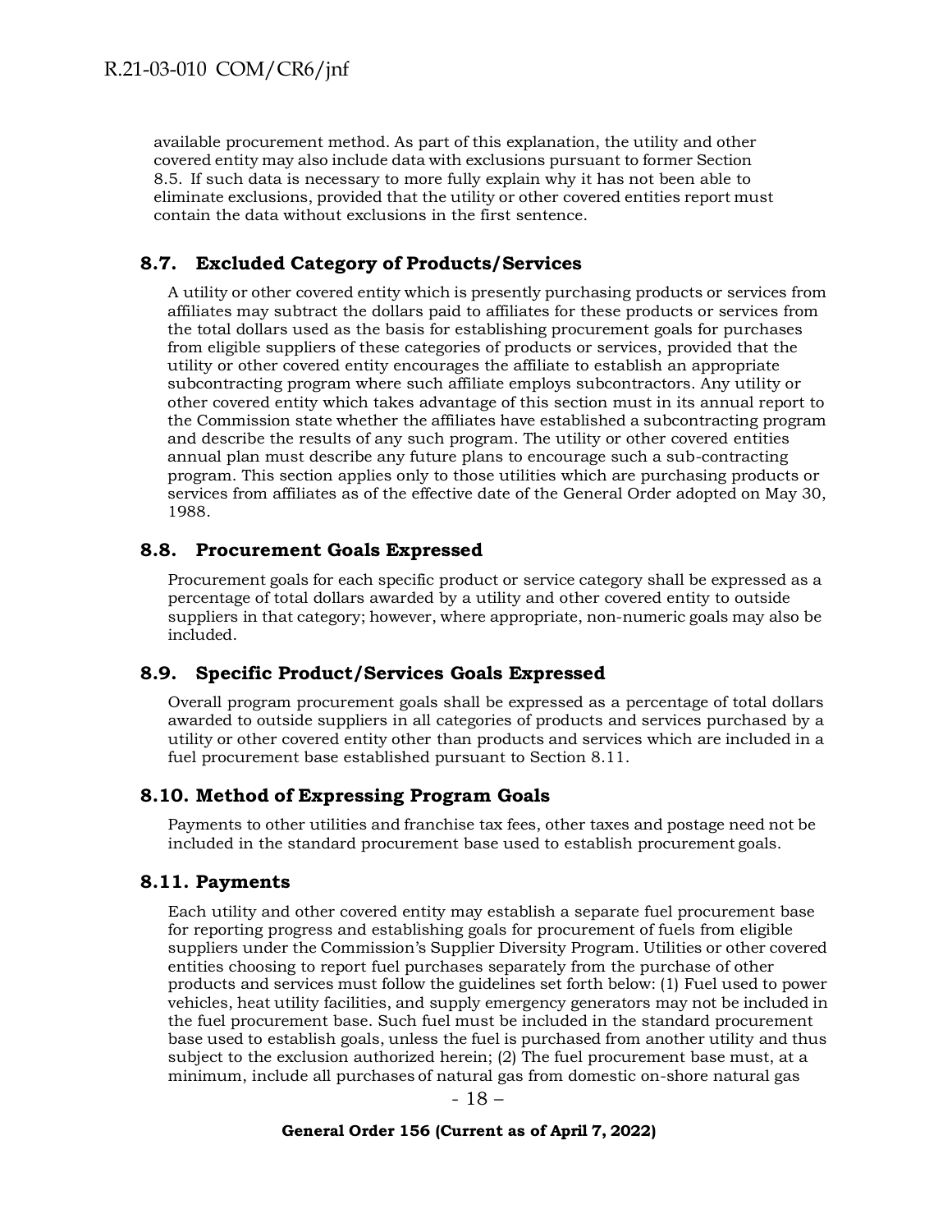available procurement method. As part of this explanation, the utility and other covered entity may also include data with exclusions pursuant to former Section 8.5. If such data is necessary to more fully explain why it has not been able to eliminate exclusions, provided that the utility or other covered entities report must contain the data without exclusions in the first sentence.

## 8.7. Excluded Category of Products/Services

A utility or other covered entity which is presently purchasing products or services from affiliates may subtract the dollars paid to affiliates for these products or services from the total dollars used as the basis for establishing procurement goals for purchases from eligible suppliers of these categories of products or services, provided that the utility or other covered entity encourages the affiliate to establish an appropriate subcontracting program where such affiliate employs subcontractors. Any utility or other covered entity which takes advantage of this section must in its annual report to the Commission state whether the affiliates have established a subcontracting program and describe the results of any such program. The utility or other covered entities annual plan must describe any future plans to encourage such a sub-contracting program. This section applies only to those utilities which are purchasing products or services from affiliates as of the effective date of the General Order adopted on May 30, 1988.

## 8.8. Procurement Goals Expressed

Procurement goals for each specific product or service category shall be expressed as a percentage of total dollars awarded by a utility and other covered entity to outside suppliers in that category; however, where appropriate, non-numeric goals may also be included.

## 8.9. Specific Product/Services Goals Expressed

Overall program procurement goals shall be expressed as a percentage of total dollars awarded to outside suppliers in all categories of products and services purchased by a utility or other covered entity other than products and services which are included in a fuel procurement base established pursuant to Section 8.11.

## 8.10. Method of Expressing Program Goals

Payments to other utilities and franchise tax fees, other taxes and postage need not be included in the standard procurement base used to establish procurement goals.

## 8.11. Payments

Each utility and other covered entity may establish a separate fuel procurement base for reporting progress and establishing goals for procurement of fuels from eligible suppliers under the Commission's Supplier Diversity Program. Utilities or other covered entities choosing to report fuel purchases separately from the purchase of other products and services must follow the guidelines set forth below: (1) Fuel used to power vehicles, heat utility facilities, and supply emergency generators may not be included in the fuel procurement base. Such fuel must be included in the standard procurement base used to establish goals, unless the fuel is purchased from another utility and thus subject to the exclusion authorized herein; (2) The fuel procurement base must, at a minimum, include all purchases of natural gas from domestic on-shore natural gas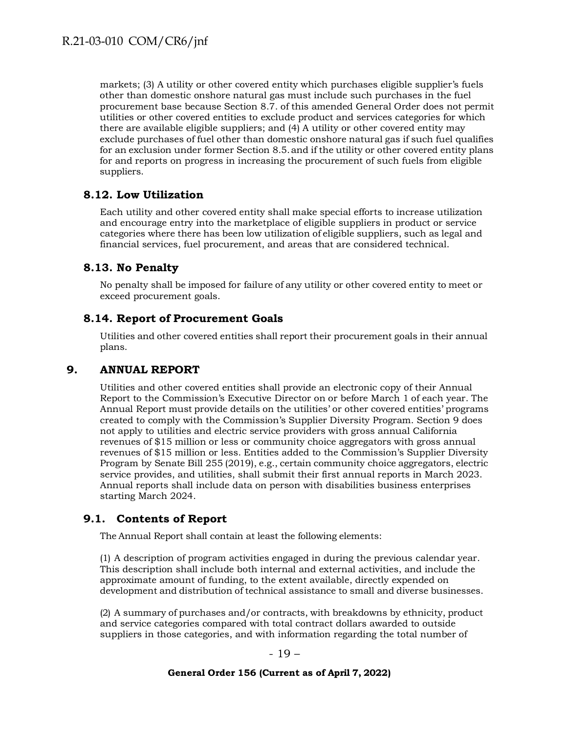markets; (3) A utility or other covered entity which purchases eligible supplier's fuels other than domestic onshore natural gas must include such purchases in the fuel procurement base because Section 8.7. of this amended General Order does not permit utilities or other covered entities to exclude product and services categories for which there are available eligible suppliers; and (4) A utility or other covered entity may exclude purchases of fuel other than domestic onshore natural gas if such fuel qualifies for an exclusion under former Section 8.5. and if the utility or other covered entity plans for and reports on progress in increasing the procurement of such fuels from eligible suppliers.

### 8.12. Low Utilization

Each utility and other covered entity shall make special efforts to increase utilization and encourage entry into the marketplace of eligible suppliers in product or service categories where there has been low utilization of eligible suppliers, such as legal and financial services, fuel procurement, and areas that are considered technical.

### 8.13. No Penalty

No penalty shall be imposed for failure of any utility or other covered entity to meet or exceed procurement goals.

### 8.14. Report of Procurement Goals

Utilities and other covered entities shall report their procurement goals in their annual plans.

## 9. ANNUAL REPORT

Utilities and other covered entities shall provide an electronic copy of their Annual Report to the Commission's Executive Director on or before March 1 of each year. The Annual Report must provide details on the utilities' or other covered entities' programs created to comply with the Commission's Supplier Diversity Program. Section 9 does not apply to utilities and electric service providers with gross annual California revenues of $15 million or less or community choice aggregators with gross annual revenues of $15 million or less. Entities added to the Commission's Supplier Diversity Program by Senate Bill 255 (2019), e.g., certain community choice aggregators, electric service provides, and utilities, shall submit their first annual reports in March 2023. Annual reports shall include data on person with disabilities business enterprises starting March 2024.

### 9.1. Contents of Report

The Annual Report shall contain at least the following elements:

(1) A description of program activities engaged in during the previous calendar year. This description shall include both internal and external activities, and include the approximate amount of funding, to the extent available, directly expended on development and distribution of technical assistance to small and diverse businesses.

(2) A summary of purchases and/or contracts, with breakdowns by ethnicity, product and service categories compared with total contract dollars awarded to outside suppliers in those categories, and with information regarding the total number of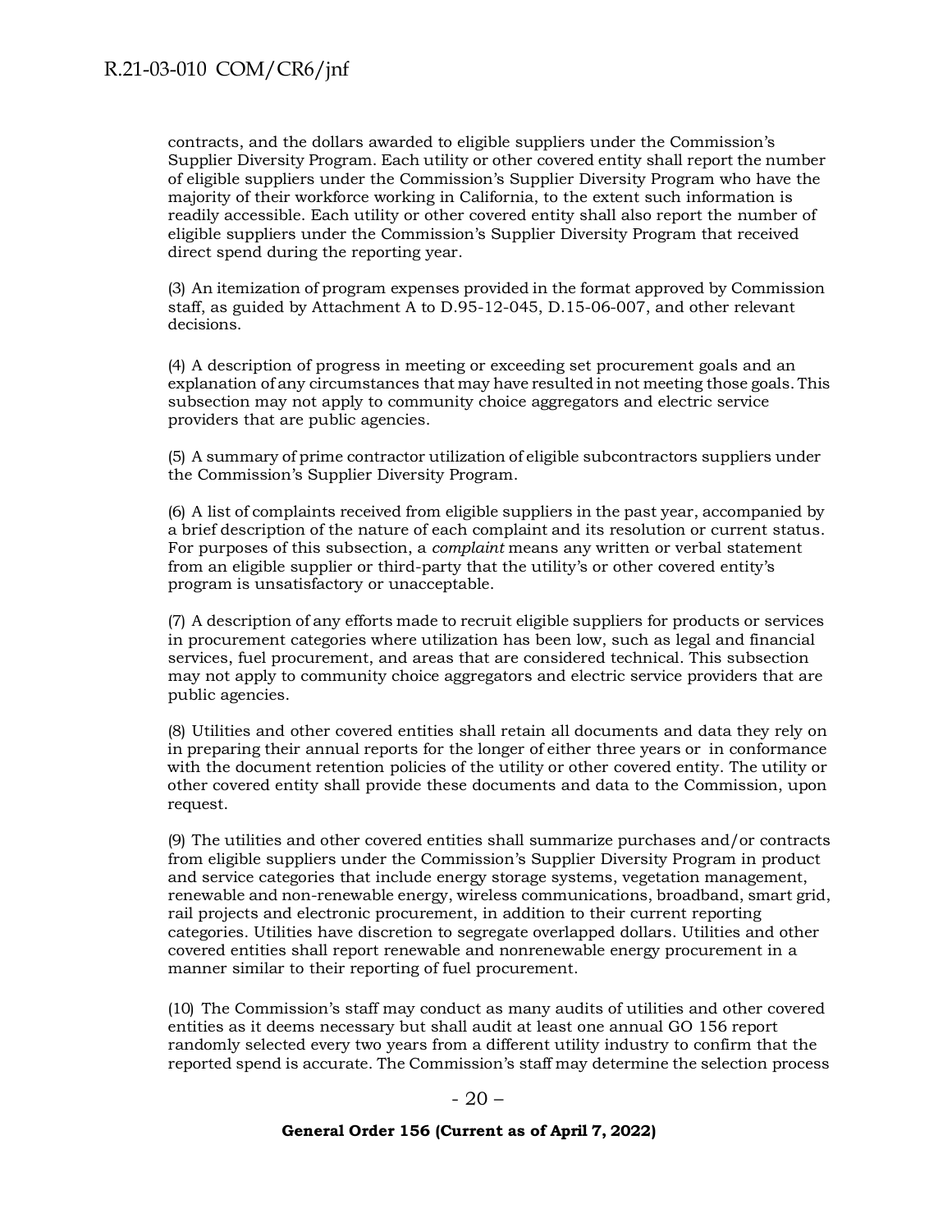contracts, and the dollars awarded to eligible suppliers under the Commission's Supplier Diversity Program. Each utility or other covered entity shall report the number of eligible suppliers under the Commission's Supplier Diversity Program who have the majority of their workforce working in California, to the extent such information is readily accessible. Each utility or other covered entity shall also report the number of eligible suppliers under the Commission's Supplier Diversity Program that received direct spend during the reporting year.

(3) An itemization of program expenses provided in the format approved by Commission staff, as guided by Attachment A to D.95-12-045, D.15-06-007, and other relevant decisions.

(4) A description of progress in meeting or exceeding set procurement goals and an explanation of any circumstances that may have resulted in not meeting those goals. This subsection may not apply to community choice aggregators and electric service providers that are public agencies.

(5) A summary of prime contractor utilization of eligible subcontractors suppliers under the Commission's Supplier Diversity Program.

(6) A list of complaints received from eligible suppliers in the past year, accompanied by a brief description of the nature of each complaint and its resolution or current status. For purposes of this subsection, a *complaint* means any written or verbal statement from an eligible supplier or third-party that the utility's or other covered entity's program is unsatisfactory or unacceptable.

(7) A description of any efforts made to recruit eligible suppliers for products or services in procurement categories where utilization has been low, such as legal and financial services, fuel procurement, and areas that are considered technical. This subsection may not apply to community choice aggregators and electric service providers that are public agencies.

(8) Utilities and other covered entities shall retain all documents and data they rely on in preparing their annual reports for the longer of either three years or in conformance with the document retention policies of the utility or other covered entity. The utility or other covered entity shall provide these documents and data to the Commission, upon request.

(9) The utilities and other covered entities shall summarize purchases and/or contracts from eligible suppliers under the Commission's Supplier Diversity Program in product and service categories that include energy storage systems, vegetation management, renewable and non-renewable energy, wireless communications, broadband, smart grid, rail projects and electronic procurement, in addition to their current reporting categories. Utilities have discretion to segregate overlapped dollars. Utilities and other covered entities shall report renewable and nonrenewable energy procurement in a manner similar to their reporting of fuel procurement.

(10) The Commission's staff may conduct as many audits of utilities and other covered entities as it deems necessary but shall audit at least one annual GO 156 report randomly selected every two years from a different utility industry to confirm that the reported spend is accurate. The Commission's staff may determine the selection process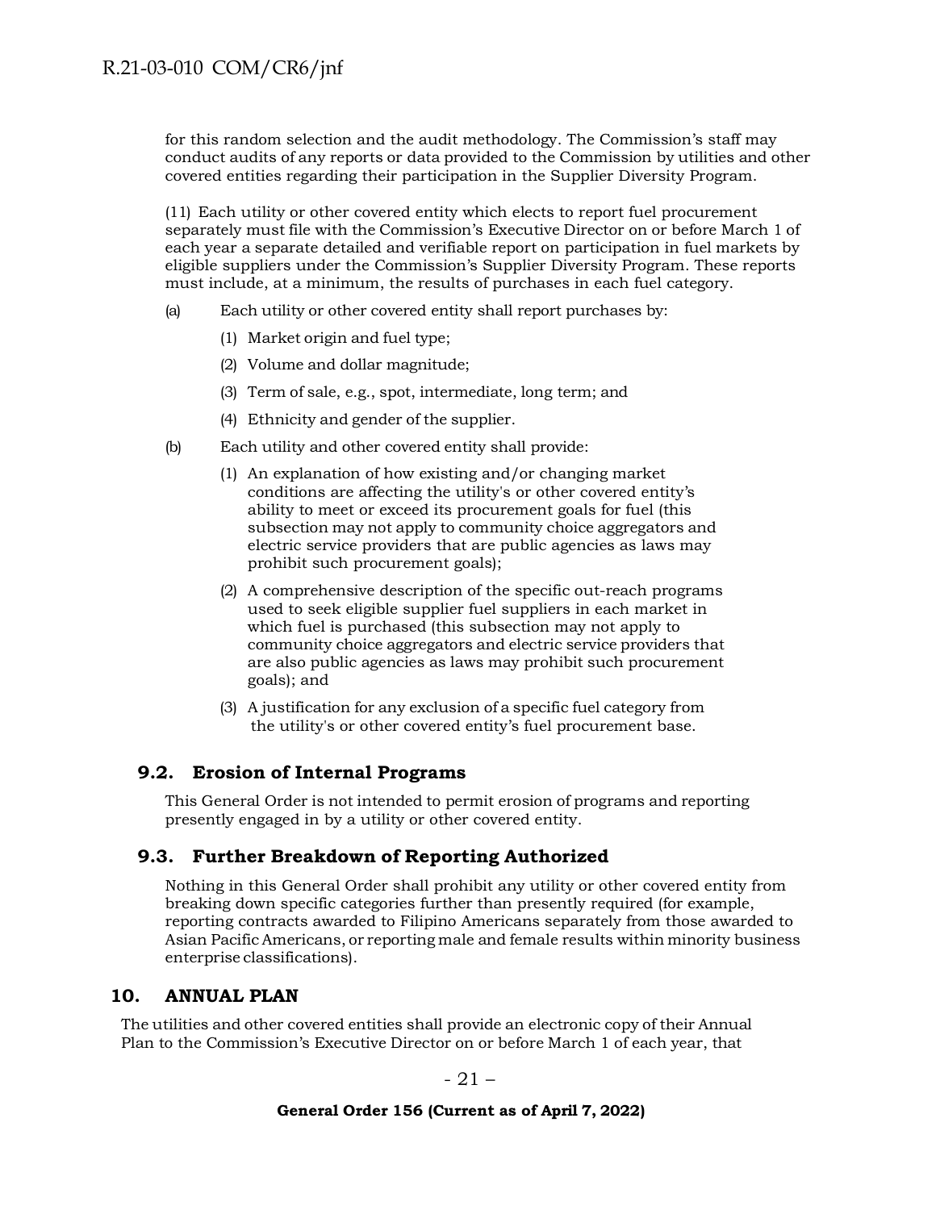for this random selection and the audit methodology. The Commission's staff may conduct audits of any reports or data provided to the Commission by utilities and other covered entities regarding their participation in the Supplier Diversity Program.

(11) Each utility or other covered entity which elects to report fuel procurement separately must file with the Commission's Executive Director on or before March 1 of each year a separate detailed and verifiable report on participation in fuel markets by eligible suppliers under the Commission's Supplier Diversity Program. These reports must include, at a minimum, the results of purchases in each fuel category.

(a) Each utility or other covered entity shall report purchases by:

   (1) Market origin and fuel type;

   (2) Volume and dollar magnitude;

   (3) Term of sale, e.g., spot, intermediate, long term; and

   (4) Ethnicity and gender of the supplier.

(b) Each utility and other covered entity shall provide:

   (1) An explanation of how existing and/or changing market conditions are affecting the utility's or other covered entity's ability to meet or exceed its procurement goals for fuel (this subsection may not apply to community choice aggregators and electric service providers that are public agencies as laws may prohibit such procurement goals);

   (2) A comprehensive description of the specific out-reach programs used to seek eligible supplier fuel suppliers in each market in which fuel is purchased (this subsection may not apply to community choice aggregators and electric service providers that are also public agencies as laws may prohibit such procurement goals); and

   (3) A justification for any exclusion of a specific fuel category from the utility's or other covered entity's fuel procurement base.

### 9.2. Erosion of Internal Programs

This General Order is not intended to permit erosion of programs and reporting presently engaged in by a utility or other covered entity.

### 9.3. Further Breakdown of Reporting Authorized

Nothing in this General Order shall prohibit any utility or other covered entity from breaking down specific categories further than presently required (for example, reporting contracts awarded to Filipino Americans separately from those awarded to Asian Pacific Americans, or reporting male and female results within minority business enterprise classifications).

## 10. ANNUAL PLAN

The utilities and other covered entities shall provide an electronic copy of their Annual Plan to the Commission's Executive Director on or before March 1 of each year, that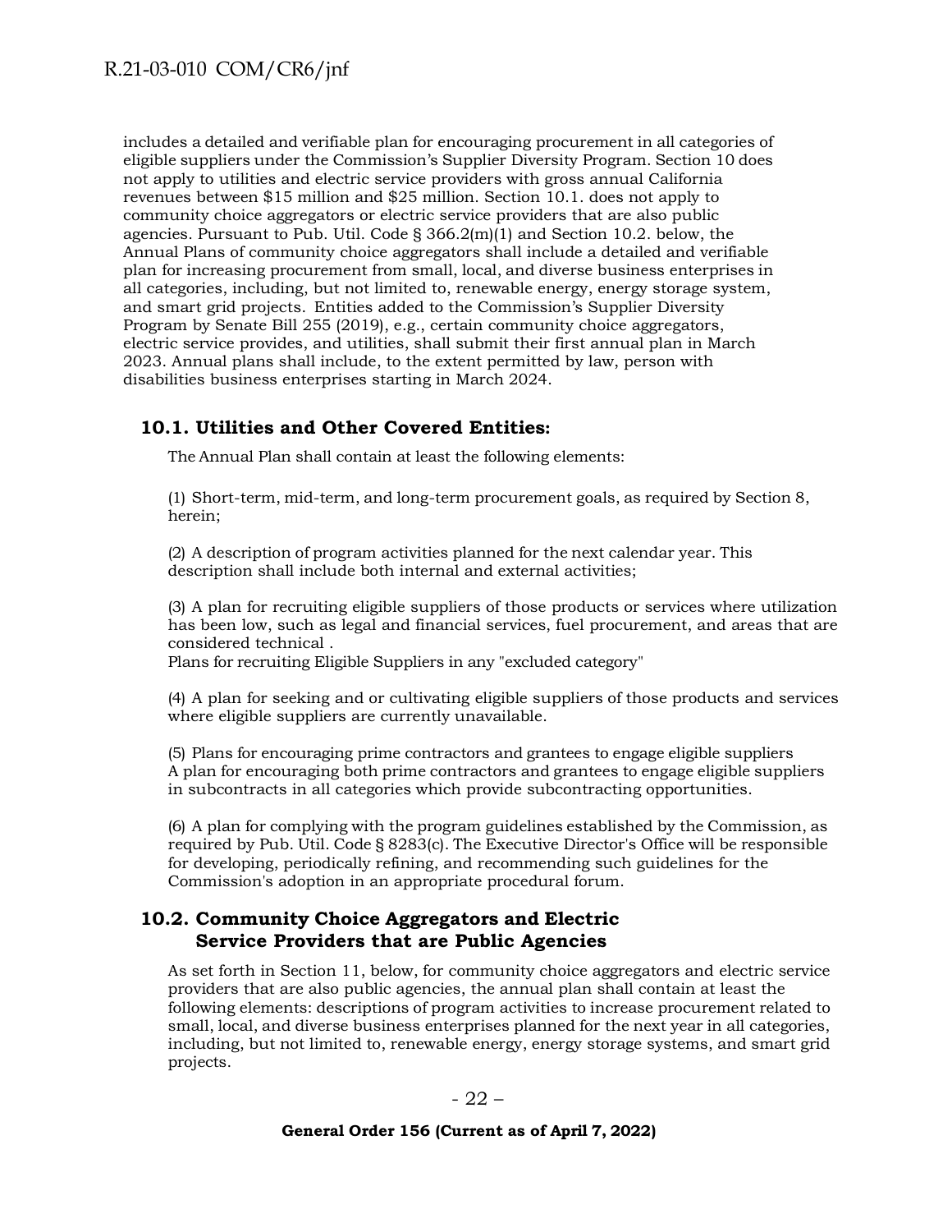includes a detailed and verifiable plan for encouraging procurement in all categories of eligible suppliers under the Commission's Supplier Diversity Program. Section 10 does not apply to utilities and electric service providers with gross annual California revenues between $15 million and $25 million. Section 10.1. does not apply to community choice aggregators or electric service providers that are also public agencies. Pursuant to Pub. Util. Code § 366.2(m)(1) and Section 10.2. below, the Annual Plans of community choice aggregators shall include a detailed and verifiable plan for increasing procurement from small, local, and diverse business enterprises in all categories, including, but not limited to, renewable energy, energy storage system, and smart grid projects. Entities added to the Commission's Supplier Diversity Program by Senate Bill 255 (2019), e.g., certain community choice aggregators, electric service provides, and utilities, shall submit their first annual plan in March 2023. Annual plans shall include, to the extent permitted by law, person with disabilities business enterprises starting in March 2024.

## 10.1. Utilities and Other Covered Entities:

The Annual Plan shall contain at least the following elements:

(1) Short-term, mid-term, and long-term procurement goals, as required by Section 8, herein;

(2) A description of program activities planned for the next calendar year. This description shall include both internal and external activities;

(3) A plan for recruiting eligible suppliers of those products or services where utilization has been low, such as legal and financial services, fuel procurement, and areas that are considered technical .
Plans for recruiting Eligible Suppliers in any "excluded category"

(4) A plan for seeking and or cultivating eligible suppliers of those products and services where eligible suppliers are currently unavailable.

(5) Plans for encouraging prime contractors and grantees to engage eligible suppliers
A plan for encouraging both prime contractors and grantees to engage eligible suppliers in subcontracts in all categories which provide subcontracting opportunities.

(6) A plan for complying with the program guidelines established by the Commission, as required by Pub. Util. Code § 8283(c). The Executive Director's Office will be responsible for developing, periodically refining, and recommending such guidelines for the Commission's adoption in an appropriate procedural forum.

## 10.2. Community Choice Aggregators and Electric Service Providers that are Public Agencies

As set forth in Section 11, below, for community choice aggregators and electric service providers that are also public agencies, the annual plan shall contain at least the following elements: descriptions of program activities to increase procurement related to small, local, and diverse business enterprises planned for the next year in all categories, including, but not limited to, renewable energy, energy storage systems, and smart grid projects.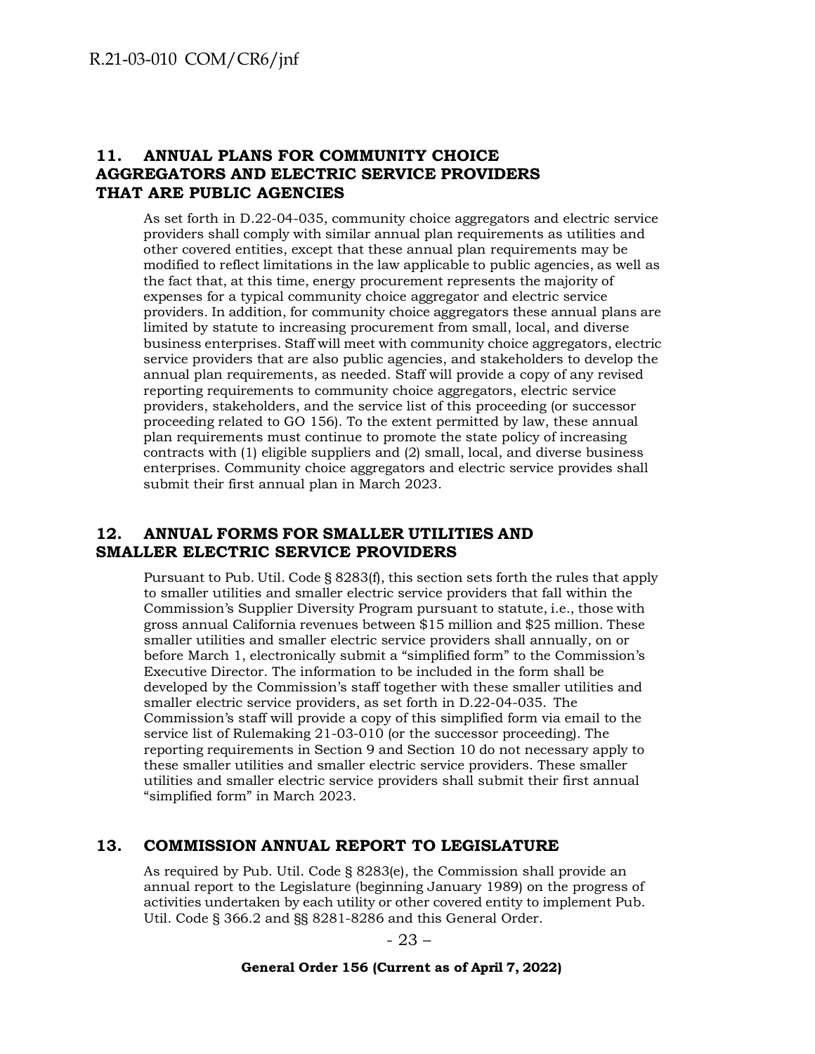## 11. ANNUAL PLANS FOR COMMUNITY CHOICE AGGREGATORS AND ELECTRIC SERVICE PROVIDERS THAT ARE PUBLIC AGENCIES

As set forth in D.22-04-035, community choice aggregators and electric service providers shall comply with similar annual plan requirements as utilities and other covered entities, except that these annual plan requirements may be modified to reflect limitations in the law applicable to public agencies, as well as the fact that, at this time, energy procurement represents the majority of expenses for a typical community choice aggregator and electric service providers. In addition, for community choice aggregators these annual plans are limited by statute to increasing procurement from small, local, and diverse business enterprises. Staff will meet with community choice aggregators, electric service providers that are also public agencies, and stakeholders to develop the annual plan requirements, as needed. Staff will provide a copy of any revised reporting requirements to community choice aggregators, electric service providers, stakeholders, and the service list of this proceeding (or successor proceeding related to GO 156). To the extent permitted by law, these annual plan requirements must continue to promote the state policy of increasing contracts with (1) eligible suppliers and (2) small, local, and diverse business enterprises. Community choice aggregators and electric service provides shall submit their first annual plan in March 2023.

## 12. ANNUAL FORMS FOR SMALLER UTILITIES AND SMALLER ELECTRIC SERVICE PROVIDERS

Pursuant to Pub. Util. Code § 8283(f), this section sets forth the rules that apply to smaller utilities and smaller electric service providers that fall within the Commission's Supplier Diversity Program pursuant to statute, i.e., those with gross annual California revenues between $15 million and $25 million. These smaller utilities and smaller electric service providers shall annually, on or before March 1, electronically submit a "simplified form" to the Commission's Executive Director. The information to be included in the form shall be developed by the Commission's staff together with these smaller utilities and smaller electric service providers, as set forth in D.22-04-035. The Commission's staff will provide a copy of this simplified form via email to the service list of Rulemaking 21-03-010 (or the successor proceeding). The reporting requirements in Section 9 and Section 10 do not necessary apply to these smaller utilities and smaller electric service providers. These smaller utilities and smaller electric service providers shall submit their first annual "simplified form" in March 2023.

## 13. COMMISSION ANNUAL REPORT TO LEGISLATURE

As required by Pub. Util. Code § 8283(e), the Commission shall provide an annual report to the Legislature (beginning January 1989) on the progress of activities undertaken by each utility or other covered entity to implement Pub. Util. Code § 366.2 and §§ 8281-8286 and this General Order.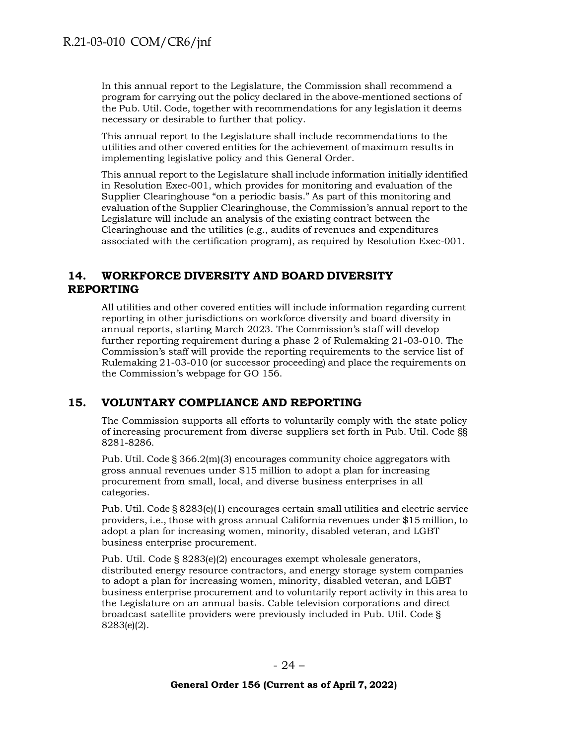In this annual report to the Legislature, the Commission shall recommend a program for carrying out the policy declared in the above-mentioned sections of the Pub. Util. Code, together with recommendations for any legislation it deems necessary or desirable to further that policy.

This annual report to the Legislature shall include recommendations to the utilities and other covered entities for the achievement of maximum results in implementing legislative policy and this General Order.

This annual report to the Legislature shall include information initially identified in Resolution Exec-001, which provides for monitoring and evaluation of the Supplier Clearinghouse "on a periodic basis." As part of this monitoring and evaluation of the Supplier Clearinghouse, the Commission's annual report to the Legislature will include an analysis of the existing contract between the Clearinghouse and the utilities (e.g., audits of revenues and expenditures associated with the certification program), as required by Resolution Exec-001.

## 14. WORKFORCE DIVERSITY AND BOARD DIVERSITY REPORTING

All utilities and other covered entities will include information regarding current reporting in other jurisdictions on workforce diversity and board diversity in annual reports, starting March 2023. The Commission's staff will develop further reporting requirement during a phase 2 of Rulemaking 21-03-010. The Commission's staff will provide the reporting requirements to the service list of Rulemaking 21-03-010 (or successor proceeding) and place the requirements on the Commission's webpage for GO 156.

## 15. VOLUNTARY COMPLIANCE AND REPORTING

The Commission supports all efforts to voluntarily comply with the state policy of increasing procurement from diverse suppliers set forth in Pub. Util. Code §§ 8281-8286.

Pub. Util. Code § 366.2(m)(3) encourages community choice aggregators with gross annual revenues under $15 million to adopt a plan for increasing procurement from small, local, and diverse business enterprises in all categories.

Pub. Util. Code § 8283(e)(1) encourages certain small utilities and electric service providers, i.e., those with gross annual California revenues under $15 million, to adopt a plan for increasing women, minority, disabled veteran, and LGBT business enterprise procurement.

Pub. Util. Code § 8283(e)(2) encourages exempt wholesale generators, distributed energy resource contractors, and energy storage system companies to adopt a plan for increasing women, minority, disabled veteran, and LGBT business enterprise procurement and to voluntarily report activity in this area to the Legislature on an annual basis. Cable television corporations and direct broadcast satellite providers were previously included in Pub. Util. Code § 8283(e)(2).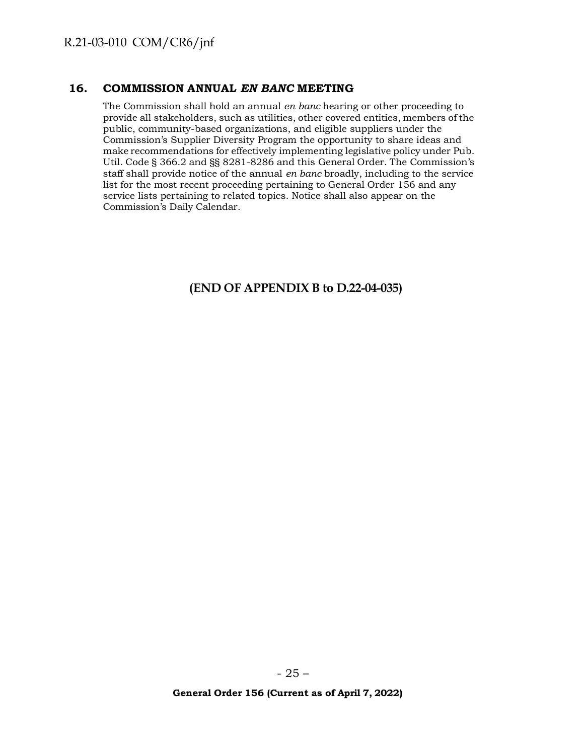## 16. COMMISSION ANNUAL *EN BANC* MEETING

The Commission shall hold an annual *en banc* hearing or other proceeding to provide all stakeholders, such as utilities, other covered entities, members of the public, community-based organizations, and eligible suppliers under the Commission's Supplier Diversity Program the opportunity to share ideas and make recommendations for effectively implementing legislative policy under Pub. Util. Code § 366.2 and §§ 8281-8286 and this General Order. The Commission's staff shall provide notice of the annual *en banc* broadly, including to the service list for the most recent proceeding pertaining to General Order 156 and any service lists pertaining to related topics. Notice shall also appear on the Commission's Daily Calendar.

**(END OF APPENDIX B to D.22-04-035)**